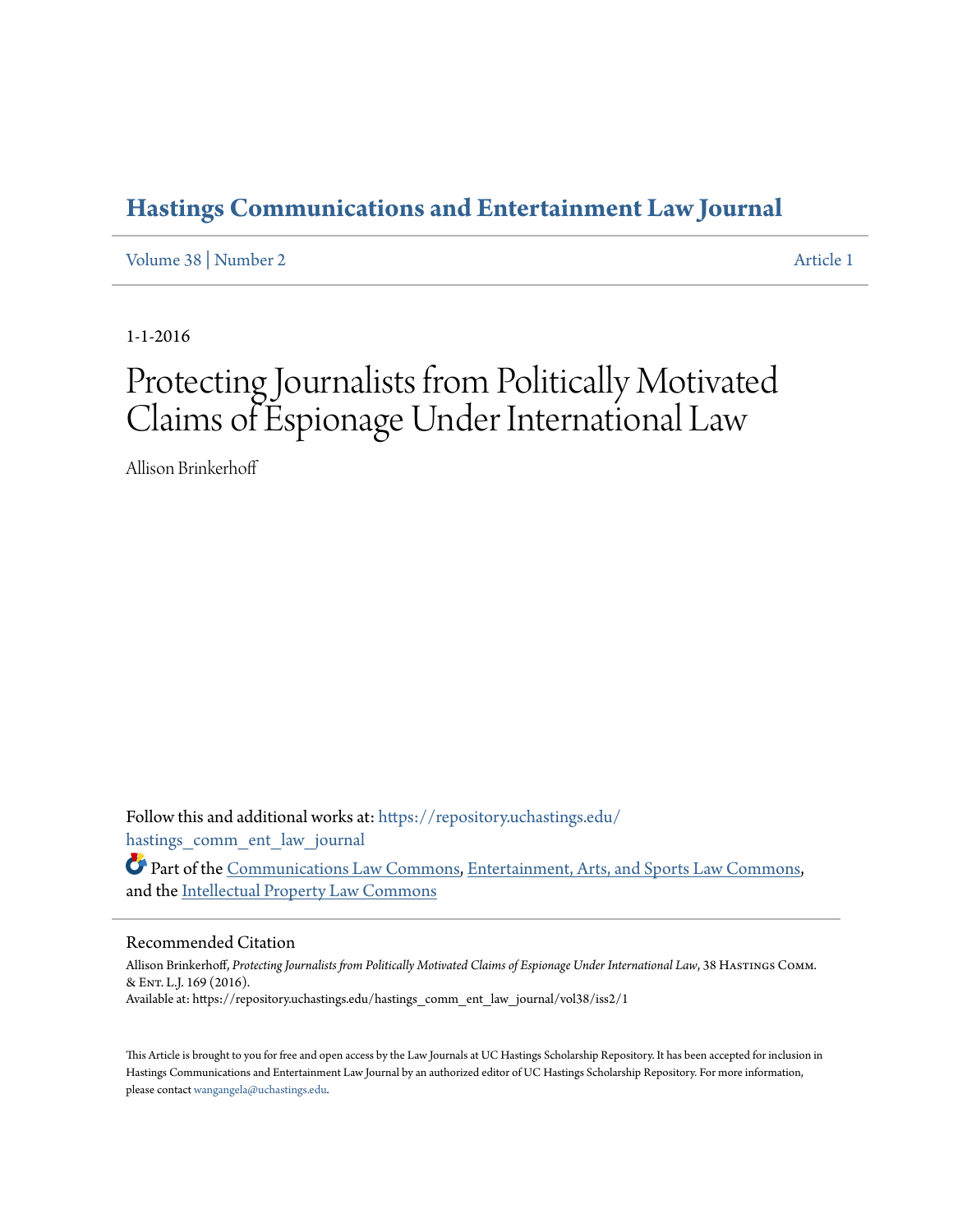# Hastings Communications and Entertainment Law Journal

Volume 38 | Number 2 Article 1

1-1-2016

# Protecting Journalists from Politically Motivated Claims of Espionage Under International Law

Allison Brinkerhoff

Follow this and additional works at: https://repository.uchastings.edu/hastings_comm_ent_law_journal

Part of the Communications Law Commons, Entertainment, Arts, and Sports Law Commons, and the Intellectual Property Law Commons

## Recommended Citation

Allison Brinkerhoff, *Protecting Journalists from Politically Motivated Claims of Espionage Under International Law*, 38 Hastings Comm. & Ent. L.J. 169 (2016).
Available at: https://repository.uchastings.edu/hastings_comm_ent_law_journal/vol38/iss2/1

This Article is brought to you for free and open access by the Law Journals at UC Hastings Scholarship Repository. It has been accepted for inclusion in Hastings Communications and Entertainment Law Journal by an authorized editor of UC Hastings Scholarship Repository. For more information, please contact wangangela@uchastings.edu.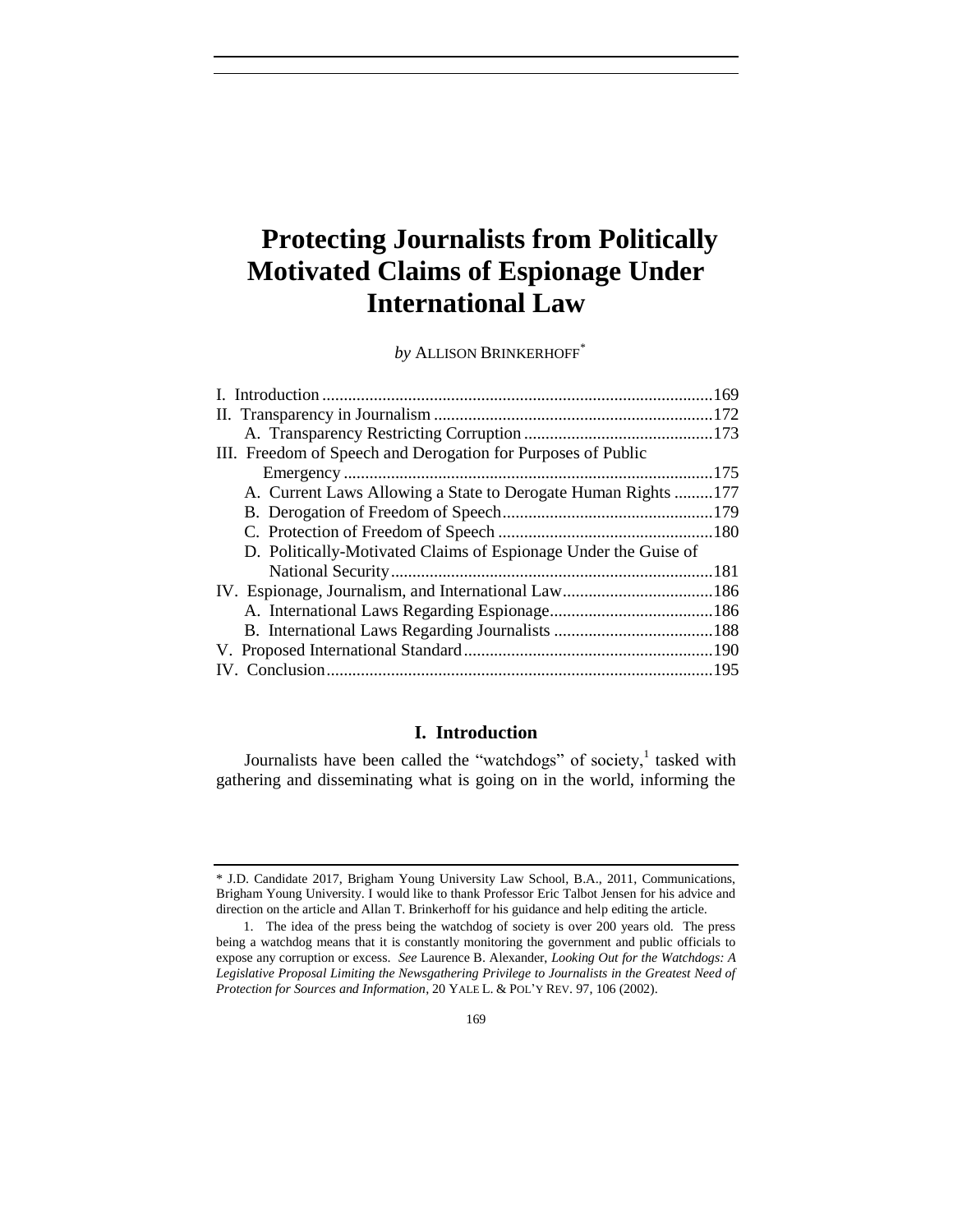# Protecting Journalists from Politically Motivated Claims of Espionage Under International Law

*by* ALLISON BRINKERHOFF[*]

I. Introduction ....169
II. Transparency in Journalism ....172
  A. Transparency Restricting Corruption ....173
III. Freedom of Speech and Derogation for Purposes of Public Emergency ....175
  A. Current Laws Allowing a State to Derogate Human Rights ....177
  B. Derogation of Freedom of Speech ....179
  C. Protection of Freedom of Speech ....180
  D. Politically-Motivated Claims of Espionage Under the Guise of National Security ....181
IV. Espionage, Journalism, and International Law ....186
  A. International Laws Regarding Espionage ....186
  B. International Laws Regarding Journalists ....188
V. Proposed International Standard ....190
IV. Conclusion ....195

## I. Introduction

Journalists have been called the "watchdogs" of society,[1] tasked with gathering and disseminating what is going on in the world, informing the

---

[*] J.D. Candidate 2017, Brigham Young University Law School, B.A., 2011, Communications, Brigham Young University. I would like to thank Professor Eric Talbot Jensen for his advice and direction on the article and Allan T. Brinkerhoff for his guidance and help editing the article.

1. The idea of the press being the watchdog of society is over 200 years old. The press being a watchdog means that it is constantly monitoring the government and public officials to expose any corruption or excess. *See* Laurence B. Alexander, *Looking Out for the Watchdogs: A Legislative Proposal Limiting the Newsgathering Privilege to Journalists in the Greatest Need of Protection for Sources and Information*, 20 YALE L. & POL'Y REV. 97, 106 (2002).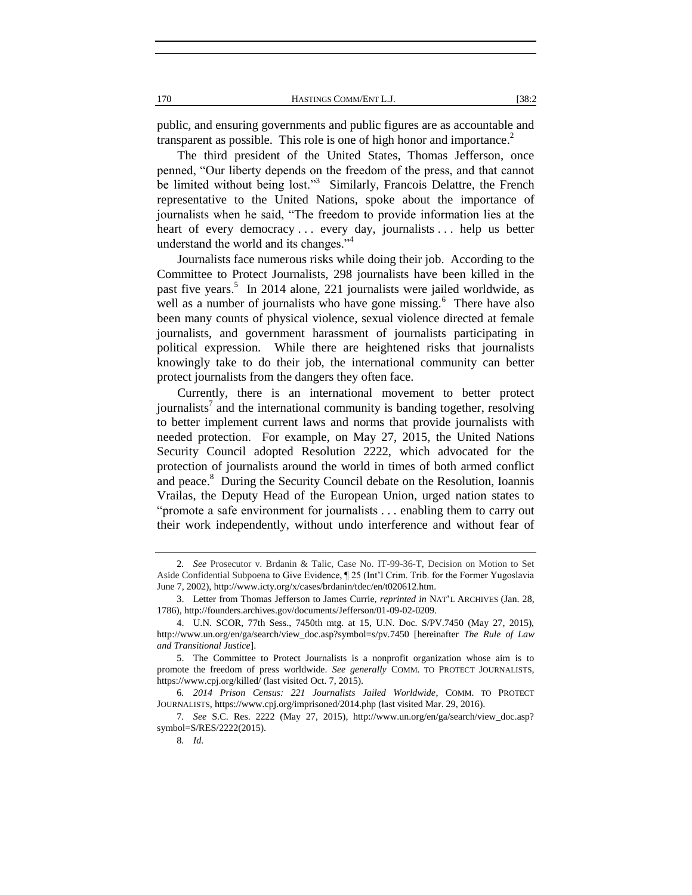public, and ensuring governments and public figures are as accountable and transparent as possible. This role is one of high honor and importance.[2]

The third president of the United States, Thomas Jefferson, once penned, "Our liberty depends on the freedom of the press, and that cannot be limited without being lost."[3] Similarly, Francois Delattre, the French representative to the United Nations, spoke about the importance of journalists when he said, "The freedom to provide information lies at the heart of every democracy . . . every day, journalists . . . help us better understand the world and its changes."[4]

Journalists face numerous risks while doing their job. According to the Committee to Protect Journalists, 298 journalists have been killed in the past five years.[5] In 2014 alone, 221 journalists were jailed worldwide, as well as a number of journalists who have gone missing.[6] There have also been many counts of physical violence, sexual violence directed at female journalists, and government harassment of journalists participating in political expression. While there are heightened risks that journalists knowingly take to do their job, the international community can better protect journalists from the dangers they often face.

Currently, there is an international movement to better protect journalists[7] and the international community is banding together, resolving to better implement current laws and norms that provide journalists with needed protection. For example, on May 27, 2015, the United Nations Security Council adopted Resolution 2222, which advocated for the protection of journalists around the world in times of both armed conflict and peace.[8] During the Security Council debate on the Resolution, Ioannis Vrailas, the Deputy Head of the European Union, urged nation states to "promote a safe environment for journalists . . . enabling them to carry out their work independently, without undo interference and without fear of

---

2. *See* Prosecutor v. Brdanin & Talic, Case No. IT-99-36-T, Decision on Motion to Set Aside Confidential Subpoena to Give Evidence, ¶ 25 (Int'l Crim. Trib. for the Former Yugoslavia June 7, 2002), http://www.icty.org/x/cases/brdanin/tdec/en/t020612.htm.

3. Letter from Thomas Jefferson to James Currie, *reprinted in* NAT'L ARCHIVES (Jan. 28, 1786), http://founders.archives.gov/documents/Jefferson/01-09-02-0209.

4. U.N. SCOR, 77th Sess., 7450th mtg. at 15, U.N. Doc. S/PV.7450 (May 27, 2015), http://www.un.org/en/ga/search/view_doc.asp?symbol=s/pv.7450 [hereinafter *The Rule of Law and Transitional Justice*].

5. The Committee to Protect Journalists is a nonprofit organization whose aim is to promote the freedom of press worldwide. *See generally* COMM. TO PROTECT JOURNALISTS, https://www.cpj.org/killed/ (last visited Oct. 7, 2015).

6. *2014 Prison Census: 221 Journalists Jailed Worldwide*, COMM. TO PROTECT JOURNALISTS, https://www.cpj.org/imprisoned/2014.php (last visited Mar. 29, 2016).

7. *See* S.C. Res. 2222 (May 27, 2015), http://www.un.org/en/ga/search/view_doc.asp?symbol=S/RES/2222(2015).

8. *Id.*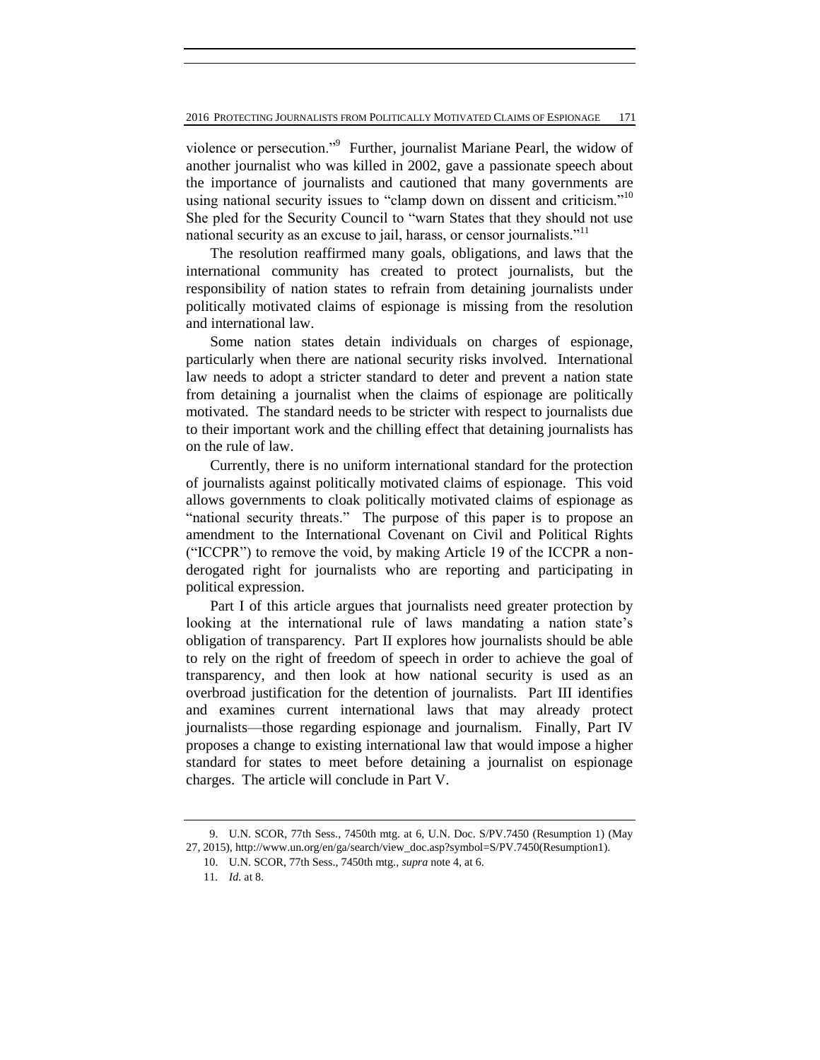violence or persecution."[9] Further, journalist Mariane Pearl, the widow of another journalist who was killed in 2002, gave a passionate speech about the importance of journalists and cautioned that many governments are using national security issues to "clamp down on dissent and criticism."[10] She pled for the Security Council to "warn States that they should not use national security as an excuse to jail, harass, or censor journalists."[11]

The resolution reaffirmed many goals, obligations, and laws that the international community has created to protect journalists, but the responsibility of nation states to refrain from detaining journalists under politically motivated claims of espionage is missing from the resolution and international law.

Some nation states detain individuals on charges of espionage, particularly when there are national security risks involved. International law needs to adopt a stricter standard to deter and prevent a nation state from detaining a journalist when the claims of espionage are politically motivated. The standard needs to be stricter with respect to journalists due to their important work and the chilling effect that detaining journalists has on the rule of law.

Currently, there is no uniform international standard for the protection of journalists against politically motivated claims of espionage. This void allows governments to cloak politically motivated claims of espionage as "national security threats." The purpose of this paper is to propose an amendment to the International Covenant on Civil and Political Rights ("ICCPR") to remove the void, by making Article 19 of the ICCPR a non-derogated right for journalists who are reporting and participating in political expression.

Part I of this article argues that journalists need greater protection by looking at the international rule of laws mandating a nation state's obligation of transparency. Part II explores how journalists should be able to rely on the right of freedom of speech in order to achieve the goal of transparency, and then look at how national security is used as an overbroad justification for the detention of journalists. Part III identifies and examines current international laws that may already protect journalists—those regarding espionage and journalism. Finally, Part IV proposes a change to existing international law that would impose a higher standard for states to meet before detaining a journalist on espionage charges. The article will conclude in Part V.

---

9. U.N. SCOR, 77th Sess., 7450th mtg. at 6, U.N. Doc. S/PV.7450 (Resumption 1) (May 27, 2015), http://www.un.org/en/ga/search/view_doc.asp?symbol=S/PV.7450(Resumption1).

10. U.N. SCOR, 77th Sess., 7450th mtg., *supra* note 4, at 6.

11. *Id.* at 8.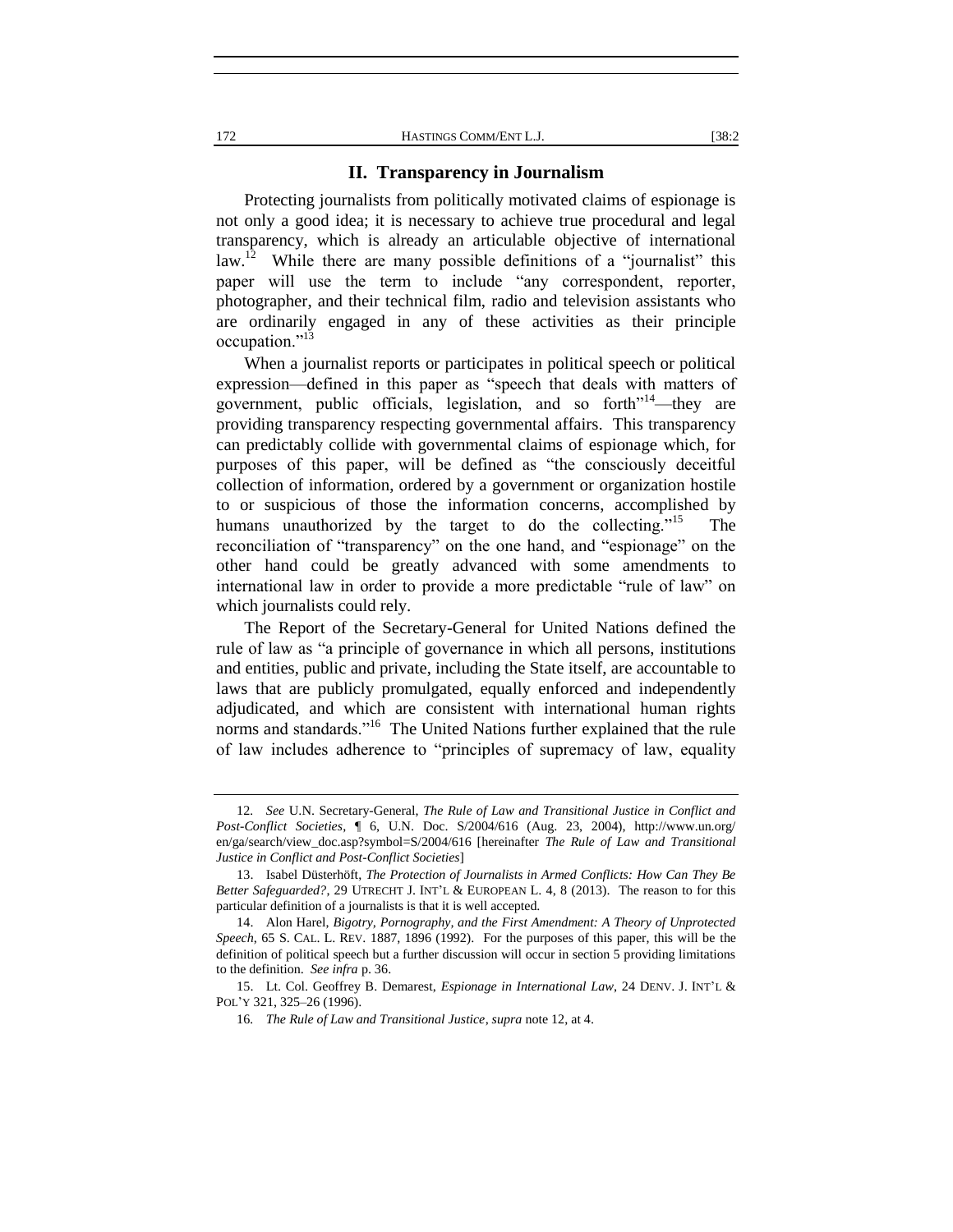## II. Transparency in Journalism

Protecting journalists from politically motivated claims of espionage is not only a good idea; it is necessary to achieve true procedural and legal transparency, which is already an articulable objective of international law.[12] While there are many possible definitions of a "journalist" this paper will use the term to include "any correspondent, reporter, photographer, and their technical film, radio and television assistants who are ordinarily engaged in any of these activities as their principle occupation."[13]

When a journalist reports or participates in political speech or political expression—defined in this paper as "speech that deals with matters of government, public officials, legislation, and so forth"[14]—they are providing transparency respecting governmental affairs. This transparency can predictably collide with governmental claims of espionage which, for purposes of this paper, will be defined as "the consciously deceitful collection of information, ordered by a government or organization hostile to or suspicious of those the information concerns, accomplished by humans unauthorized by the target to do the collecting."[15] The reconciliation of "transparency" on the one hand, and "espionage" on the other hand could be greatly advanced with some amendments to international law in order to provide a more predictable "rule of law" on which journalists could rely.

The Report of the Secretary-General for United Nations defined the rule of law as "a principle of governance in which all persons, institutions and entities, public and private, including the State itself, are accountable to laws that are publicly promulgated, equally enforced and independently adjudicated, and which are consistent with international human rights norms and standards."[16] The United Nations further explained that the rule of law includes adherence to "principles of supremacy of law, equality

---

12. *See* U.N. Secretary-General, *The Rule of Law and Transitional Justice in Conflict and Post-Conflict Societies*, ¶ 6, U.N. Doc. S/2004/616 (Aug. 23, 2004), http://www.un.org/en/ga/search/view_doc.asp?symbol=S/2004/616 [hereinafter *The Rule of Law and Transitional Justice in Conflict and Post-Conflict Societies*]

13. Isabel Düsterhöft, *The Protection of Journalists in Armed Conflicts: How Can They Be Better Safeguarded?*, 29 UTRECHT J. INT'L & EUROPEAN L. 4, 8 (2013). The reason to for this particular definition of a journalists is that it is well accepted.

14. Alon Harel, *Bigotry, Pornography, and the First Amendment: A Theory of Unprotected Speech*, 65 S. CAL. L. REV. 1887, 1896 (1992). For the purposes of this paper, this will be the definition of political speech but a further discussion will occur in section 5 providing limitations to the definition. *See infra* p. 36.

15. Lt. Col. Geoffrey B. Demarest, *Espionage in International Law*, 24 DENV. J. INT'L & POL'Y 321, 325–26 (1996).

16. *The Rule of Law and Transitional Justice*, *supra* note 12, at 4.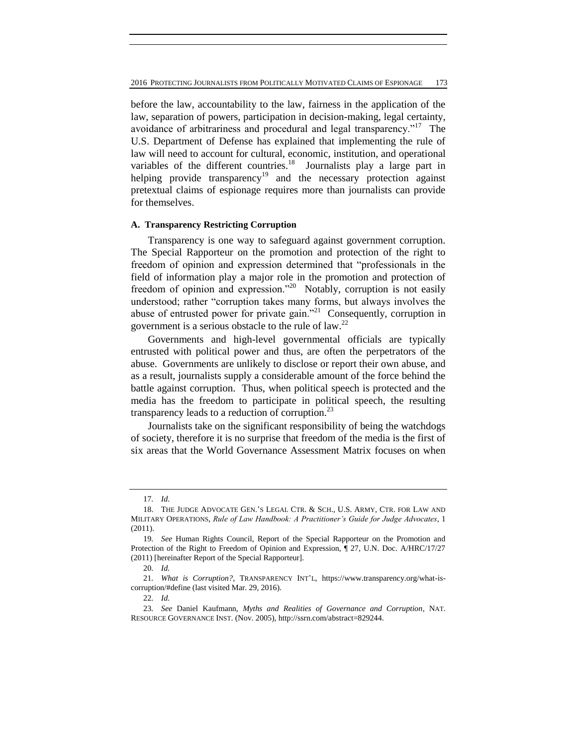before the law, accountability to the law, fairness in the application of the law, separation of powers, participation in decision-making, legal certainty, avoidance of arbitrariness and procedural and legal transparency."[17] The U.S. Department of Defense has explained that implementing the rule of law will need to account for cultural, economic, institution, and operational variables of the different countries.[18] Journalists play a large part in helping provide transparency[19] and the necessary protection against pretextual claims of espionage requires more than journalists can provide for themselves.

### A. Transparency Restricting Corruption

Transparency is one way to safeguard against government corruption. The Special Rapporteur on the promotion and protection of the right to freedom of opinion and expression determined that "professionals in the field of information play a major role in the promotion and protection of freedom of opinion and expression."[20] Notably, corruption is not easily understood; rather "corruption takes many forms, but always involves the abuse of entrusted power for private gain."[21] Consequently, corruption in government is a serious obstacle to the rule of law.[22]

Governments and high-level governmental officials are typically entrusted with political power and thus, are often the perpetrators of the abuse. Governments are unlikely to disclose or report their own abuse, and as a result, journalists supply a considerable amount of the force behind the battle against corruption. Thus, when political speech is protected and the media has the freedom to participate in political speech, the resulting transparency leads to a reduction of corruption.[23]

Journalists take on the significant responsibility of being the watchdogs of society, therefore it is no surprise that freedom of the media is the first of six areas that the World Governance Assessment Matrix focuses on when

---

17. *Id.*

18. THE JUDGE ADVOCATE GEN.'S LEGAL CTR. & SCH., U.S. ARMY, CTR. FOR LAW AND MILITARY OPERATIONS, *Rule of Law Handbook: A Practitioner's Guide for Judge Advocates*, 1 (2011).

19. *See* Human Rights Council, Report of the Special Rapporteur on the Promotion and Protection of the Right to Freedom of Opinion and Expression, ¶ 27, U.N. Doc. A/HRC/17/27 (2011) [hereinafter Report of the Special Rapporteur].

20. *Id.*

21. *What is Corruption?*, TRANSPARENCY INT'L, https://www.transparency.org/what-is-corruption/#define (last visited Mar. 29, 2016).

22. *Id.*

23. *See* Daniel Kaufmann, *Myths and Realities of Governance and Corruption*, NAT. RESOURCE GOVERNANCE INST. (Nov. 2005), http://ssrn.com/abstract=829244.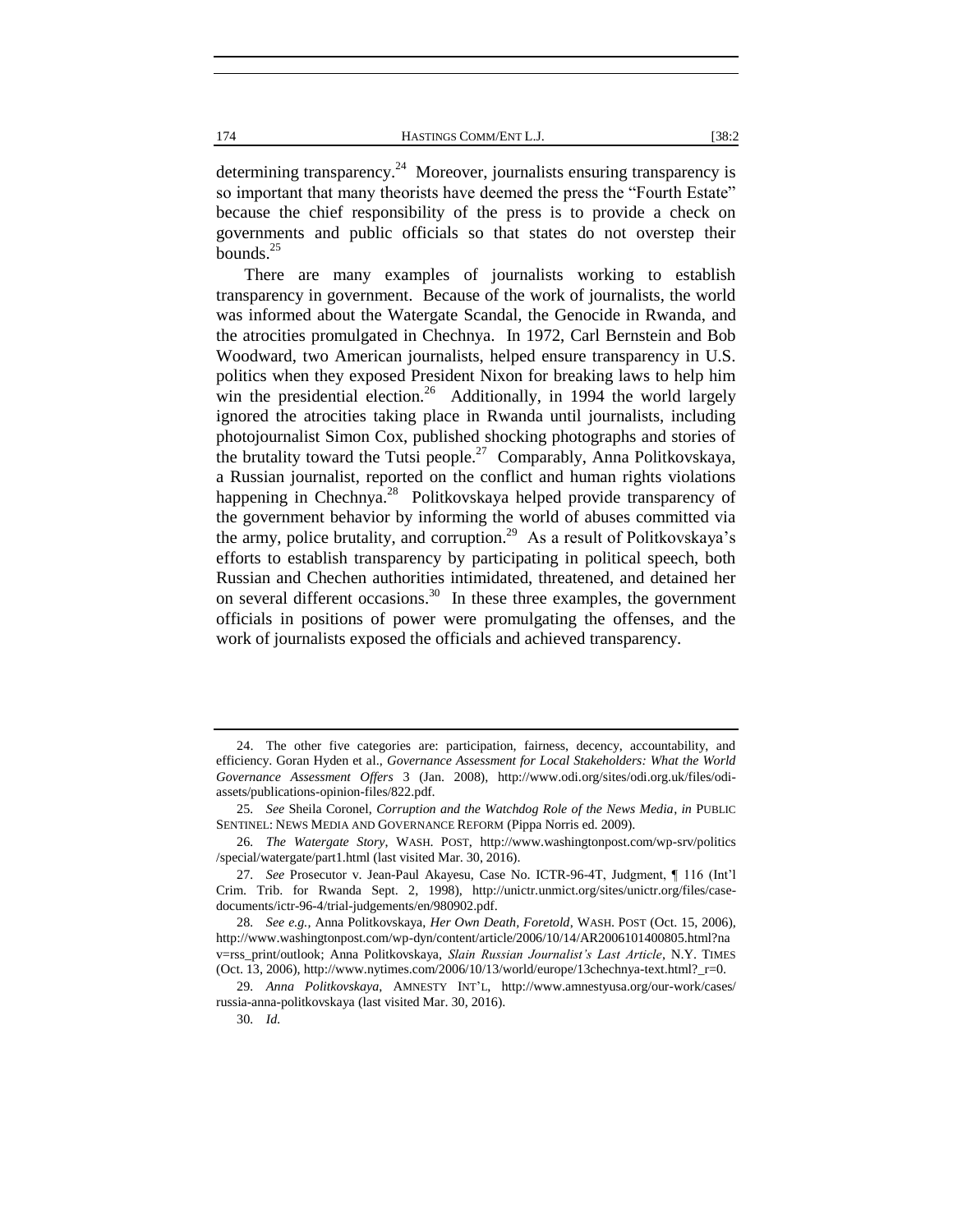determining transparency.[24] Moreover, journalists ensuring transparency is so important that many theorists have deemed the press the "Fourth Estate" because the chief responsibility of the press is to provide a check on governments and public officials so that states do not overstep their bounds.[25]

There are many examples of journalists working to establish transparency in government. Because of the work of journalists, the world was informed about the Watergate Scandal, the Genocide in Rwanda, and the atrocities promulgated in Chechnya. In 1972, Carl Bernstein and Bob Woodward, two American journalists, helped ensure transparency in U.S. politics when they exposed President Nixon for breaking laws to help him win the presidential election.[26] Additionally, in 1994 the world largely ignored the atrocities taking place in Rwanda until journalists, including photojournalist Simon Cox, published shocking photographs and stories of the brutality toward the Tutsi people.[27] Comparably, Anna Politkovskaya, a Russian journalist, reported on the conflict and human rights violations happening in Chechnya.[28] Politkovskaya helped provide transparency of the government behavior by informing the world of abuses committed via the army, police brutality, and corruption.[29] As a result of Politkovskaya's efforts to establish transparency by participating in political speech, both Russian and Chechen authorities intimidated, threatened, and detained her on several different occasions.[30] In these three examples, the government officials in positions of power were promulgating the offenses, and the work of journalists exposed the officials and achieved transparency.

---

24. The other five categories are: participation, fairness, decency, accountability, and efficiency. Goran Hyden et al., *Governance Assessment for Local Stakeholders: What the World Governance Assessment Offers* 3 (Jan. 2008), http://www.odi.org/sites/odi.org.uk/files/odi-assets/publications-opinion-files/822.pdf.

25. *See* Sheila Coronel, *Corruption and the Watchdog Role of the News Media*, *in* PUBLIC SENTINEL: NEWS MEDIA AND GOVERNANCE REFORM (Pippa Norris ed. 2009).

26. *The Watergate Story*, WASH. POST, http://www.washingtonpost.com/wp-srv/politics/special/watergate/part1.html (last visited Mar. 30, 2016).

27. *See* Prosecutor v. Jean-Paul Akayesu, Case No. ICTR-96-4T, Judgment, ¶ 116 (Int'l Crim. Trib. for Rwanda Sept. 2, 1998), http://unictr.unmict.org/sites/unictr.org/files/case-documents/ictr-96-4/trial-judgements/en/980902.pdf.

28. *See e.g.*, Anna Politkovskaya, *Her Own Death, Foretold*, WASH. POST (Oct. 15, 2006), http://www.washingtonpost.com/wp-dyn/content/article/2006/10/14/AR2006101400805.html?nav=rss_print/outlook; Anna Politkovskaya, *Slain Russian Journalist's Last Article*, N.Y. TIMES (Oct. 13, 2006), http://www.nytimes.com/2006/10/13/world/europe/13chechnya-text.html?_r=0.

29. *Anna Politkovskaya*, AMNESTY INT'L, http://www.amnestyusa.org/our-work/cases/russia-anna-politkovskaya (last visited Mar. 30, 2016).

30. *Id.*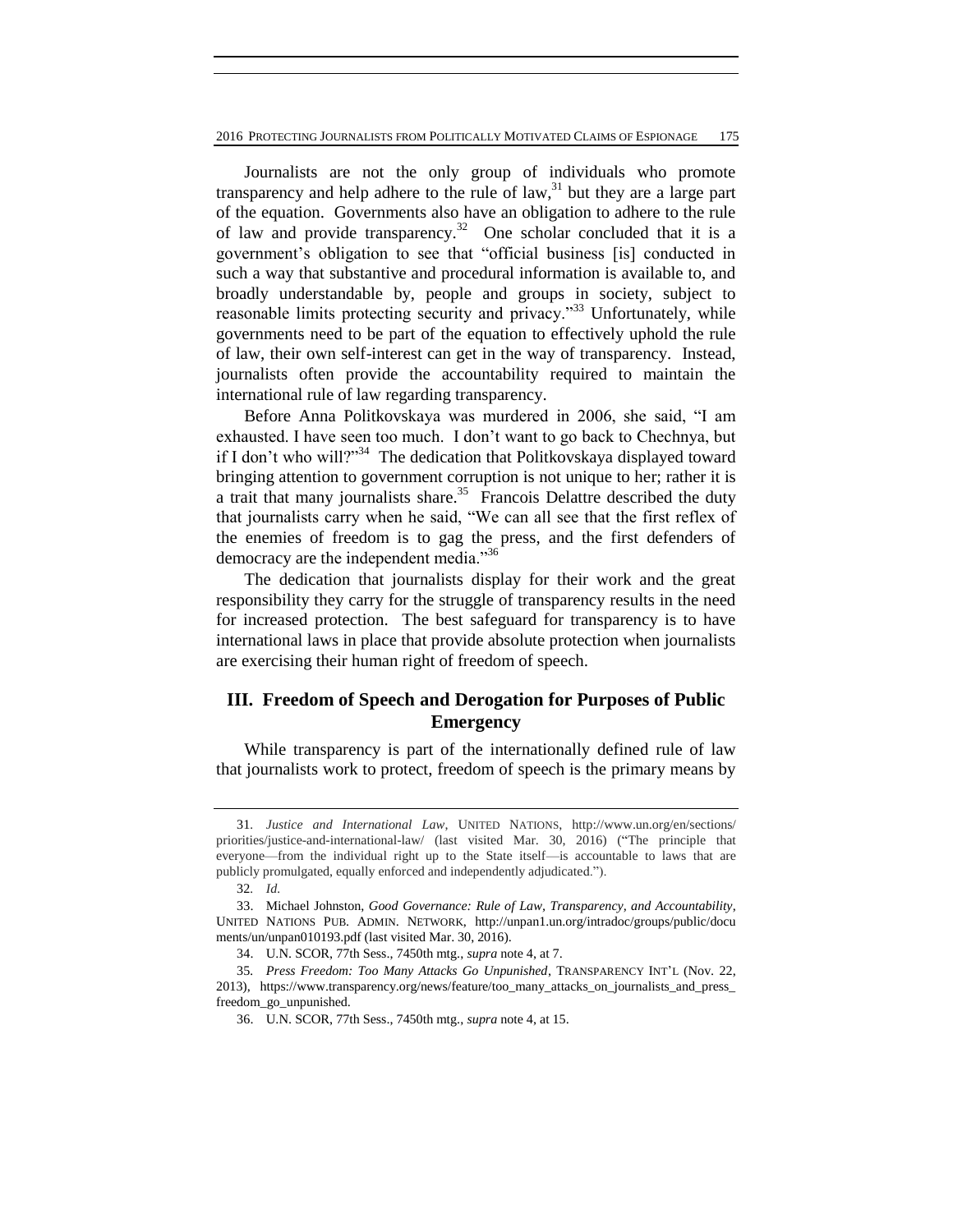Journalists are not the only group of individuals who promote transparency and help adhere to the rule of law,[31] but they are a large part of the equation. Governments also have an obligation to adhere to the rule of law and provide transparency.[32] One scholar concluded that it is a government's obligation to see that "official business [is] conducted in such a way that substantive and procedural information is available to, and broadly understandable by, people and groups in society, subject to reasonable limits protecting security and privacy."[33] Unfortunately, while governments need to be part of the equation to effectively uphold the rule of law, their own self-interest can get in the way of transparency. Instead, journalists often provide the accountability required to maintain the international rule of law regarding transparency.

Before Anna Politkovskaya was murdered in 2006, she said, "I am exhausted. I have seen too much. I don't want to go back to Chechnya, but if I don't who will?"[34] The dedication that Politkovskaya displayed toward bringing attention to government corruption is not unique to her; rather it is a trait that many journalists share.[35] Francois Delattre described the duty that journalists carry when he said, "We can all see that the first reflex of the enemies of freedom is to gag the press, and the first defenders of democracy are the independent media."[36]

The dedication that journalists display for their work and the great responsibility they carry for the struggle of transparency results in the need for increased protection. The best safeguard for transparency is to have international laws in place that provide absolute protection when journalists are exercising their human right of freedom of speech.

## III. Freedom of Speech and Derogation for Purposes of Public Emergency

While transparency is part of the internationally defined rule of law that journalists work to protect, freedom of speech is the primary means by

---

31. *Justice and International Law*, UNITED NATIONS, http://www.un.org/en/sections/priorities/justice-and-international-law/ (last visited Mar. 30, 2016) ("The principle that everyone—from the individual right up to the State itself—is accountable to laws that are publicly promulgated, equally enforced and independently adjudicated.").

32. *Id.*

33. Michael Johnston, *Good Governance: Rule of Law, Transparency, and Accountability*, UNITED NATIONS PUB. ADMIN. NETWORK, http://unpan1.un.org/intradoc/groups/public/documents/un/unpan010193.pdf (last visited Mar. 30, 2016).

34. U.N. SCOR, 77th Sess., 7450th mtg., *supra* note 4, at 7.

35. *Press Freedom: Too Many Attacks Go Unpunished*, TRANSPARENCY INT'L (Nov. 22, 2013), https://www.transparency.org/news/feature/too_many_attacks_on_journalists_and_press_freedom_go_unpunished.

36. U.N. SCOR, 77th Sess., 7450th mtg., *supra* note 4, at 15.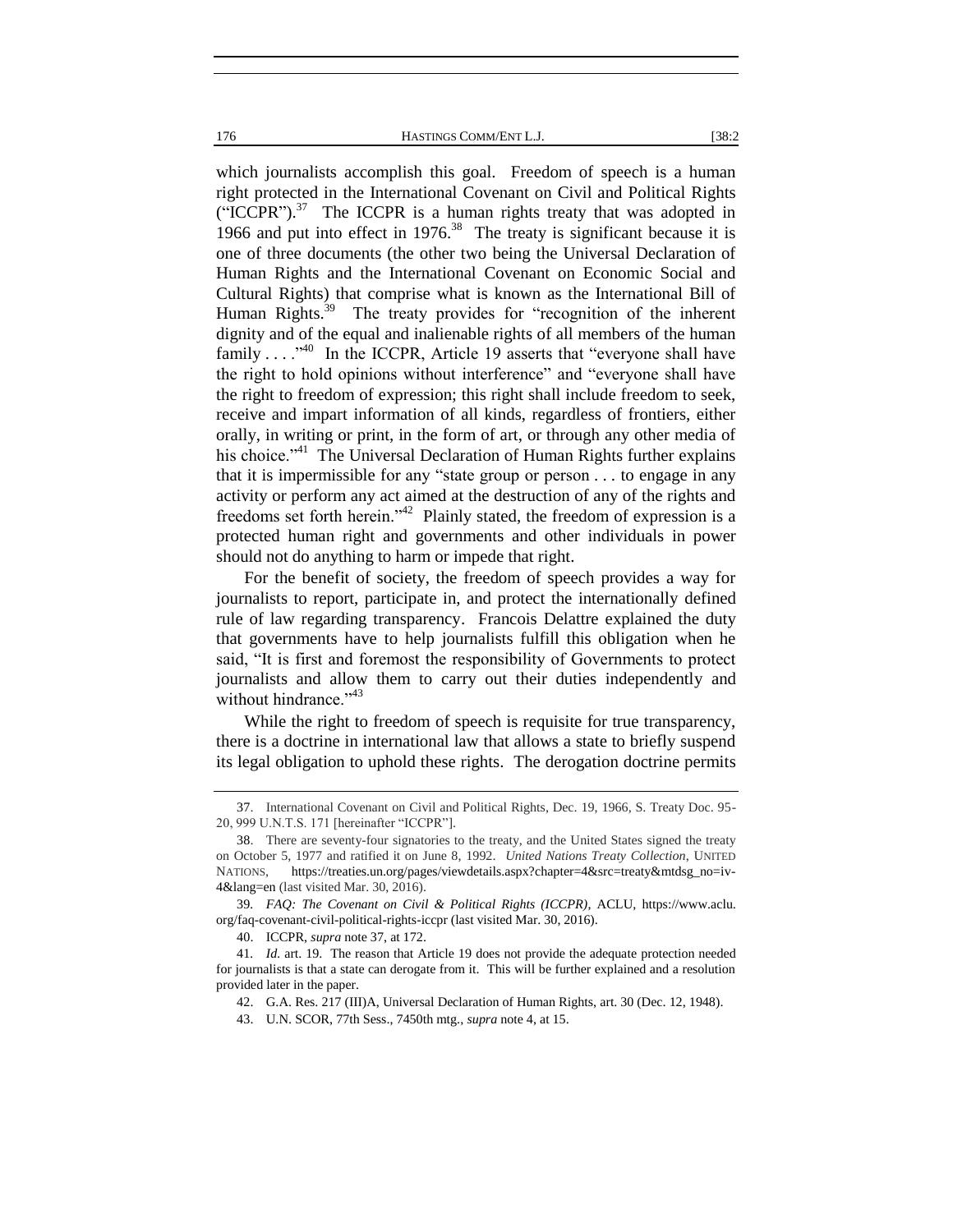which journalists accomplish this goal. Freedom of speech is a human right protected in the International Covenant on Civil and Political Rights ("ICCPR").[37] The ICCPR is a human rights treaty that was adopted in 1966 and put into effect in 1976.[38] The treaty is significant because it is one of three documents (the other two being the Universal Declaration of Human Rights and the International Covenant on Economic Social and Cultural Rights) that comprise what is known as the International Bill of Human Rights.[39] The treaty provides for "recognition of the inherent dignity and of the equal and inalienable rights of all members of the human family . . . ."[40] In the ICCPR, Article 19 asserts that "everyone shall have the right to hold opinions without interference" and "everyone shall have the right to freedom of expression; this right shall include freedom to seek, receive and impart information of all kinds, regardless of frontiers, either orally, in writing or print, in the form of art, or through any other media of his choice."[41] The Universal Declaration of Human Rights further explains that it is impermissible for any "state group or person . . . to engage in any activity or perform any act aimed at the destruction of any of the rights and freedoms set forth herein."[42] Plainly stated, the freedom of expression is a protected human right and governments and other individuals in power should not do anything to harm or impede that right.

For the benefit of society, the freedom of speech provides a way for journalists to report, participate in, and protect the internationally defined rule of law regarding transparency. Francois Delattre explained the duty that governments have to help journalists fulfill this obligation when he said, "It is first and foremost the responsibility of Governments to protect journalists and allow them to carry out their duties independently and without hindrance."[43]

While the right to freedom of speech is requisite for true transparency, there is a doctrine in international law that allows a state to briefly suspend its legal obligation to uphold these rights. The derogation doctrine permits

---

37. International Covenant on Civil and Political Rights, Dec. 19, 1966, S. Treaty Doc. 95-20, 999 U.N.T.S. 171 [hereinafter "ICCPR"].

38. There are seventy-four signatories to the treaty, and the United States signed the treaty on October 5, 1977 and ratified it on June 8, 1992. *United Nations Treaty Collection*, UNITED NATIONS, https://treaties.un.org/pages/viewdetails.aspx?chapter=4&src=treaty&mtdsg_no=iv-4&lang=en (last visited Mar. 30, 2016).

39. *FAQ: The Covenant on Civil & Political Rights (ICCPR)*, ACLU, https://www.aclu.org/faq-covenant-civil-political-rights-iccpr (last visited Mar. 30, 2016).

40. ICCPR, *supra* note 37, at 172.

41. *Id.* art. 19. The reason that Article 19 does not provide the adequate protection needed for journalists is that a state can derogate from it. This will be further explained and a resolution provided later in the paper.

42. G.A. Res. 217 (III)A, Universal Declaration of Human Rights, art. 30 (Dec. 12, 1948).

43. U.N. SCOR, 77th Sess., 7450th mtg., *supra* note 4, at 15.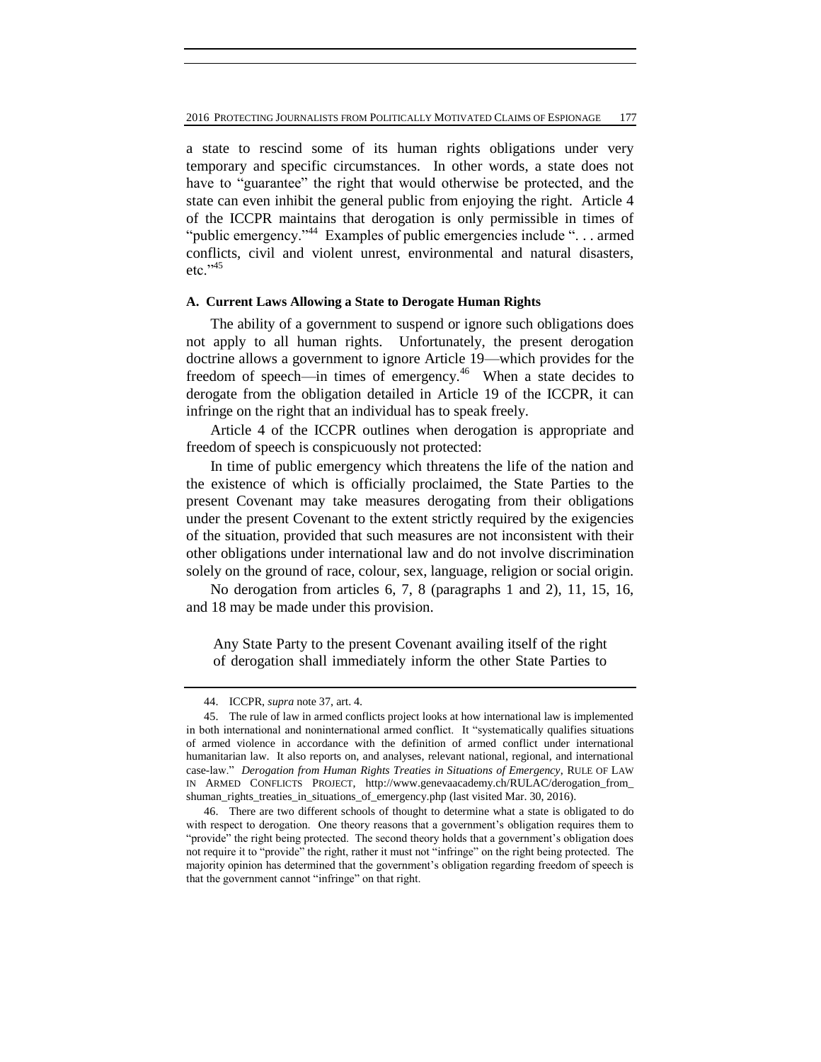a state to rescind some of its human rights obligations under very temporary and specific circumstances. In other words, a state does not have to "guarantee" the right that would otherwise be protected, and the state can even inhibit the general public from enjoying the right. Article 4 of the ICCPR maintains that derogation is only permissible in times of "public emergency."[44] Examples of public emergencies include ". . . armed conflicts, civil and violent unrest, environmental and natural disasters, etc."[45]

### A. Current Laws Allowing a State to Derogate Human Rights

The ability of a government to suspend or ignore such obligations does not apply to all human rights. Unfortunately, the present derogation doctrine allows a government to ignore Article 19—which provides for the freedom of speech—in times of emergency.[46] When a state decides to derogate from the obligation detailed in Article 19 of the ICCPR, it can infringe on the right that an individual has to speak freely.

Article 4 of the ICCPR outlines when derogation is appropriate and freedom of speech is conspicuously not protected:

In time of public emergency which threatens the life of the nation and the existence of which is officially proclaimed, the State Parties to the present Covenant may take measures derogating from their obligations under the present Covenant to the extent strictly required by the exigencies of the situation, provided that such measures are not inconsistent with their other obligations under international law and do not involve discrimination solely on the ground of race, colour, sex, language, religion or social origin.

No derogation from articles 6, 7, 8 (paragraphs 1 and 2), 11, 15, 16, and 18 may be made under this provision.

> Any State Party to the present Covenant availing itself of the right of derogation shall immediately inform the other State Parties to

---

44. ICCPR, *supra* note 37, art. 4.

45. The rule of law in armed conflicts project looks at how international law is implemented in both international and noninternational armed conflict. It "systematically qualifies situations of armed violence in accordance with the definition of armed conflict under international humanitarian law. It also reports on, and analyses, relevant national, regional, and international case-law." *Derogation from Human Rights Treaties in Situations of Emergency*, RULE OF LAW IN ARMED CONFLICTS PROJECT, http://www.genevaacademy.ch/RULAC/derogation_from_shuman_rights_treaties_in_situations_of_emergency.php (last visited Mar. 30, 2016).

46. There are two different schools of thought to determine what a state is obligated to do with respect to derogation. One theory reasons that a government's obligation requires them to "provide" the right being protected. The second theory holds that a government's obligation does not require it to "provide" the right, rather it must not "infringe" on the right being protected. The majority opinion has determined that the government's obligation regarding freedom of speech is that the government cannot "infringe" on that right.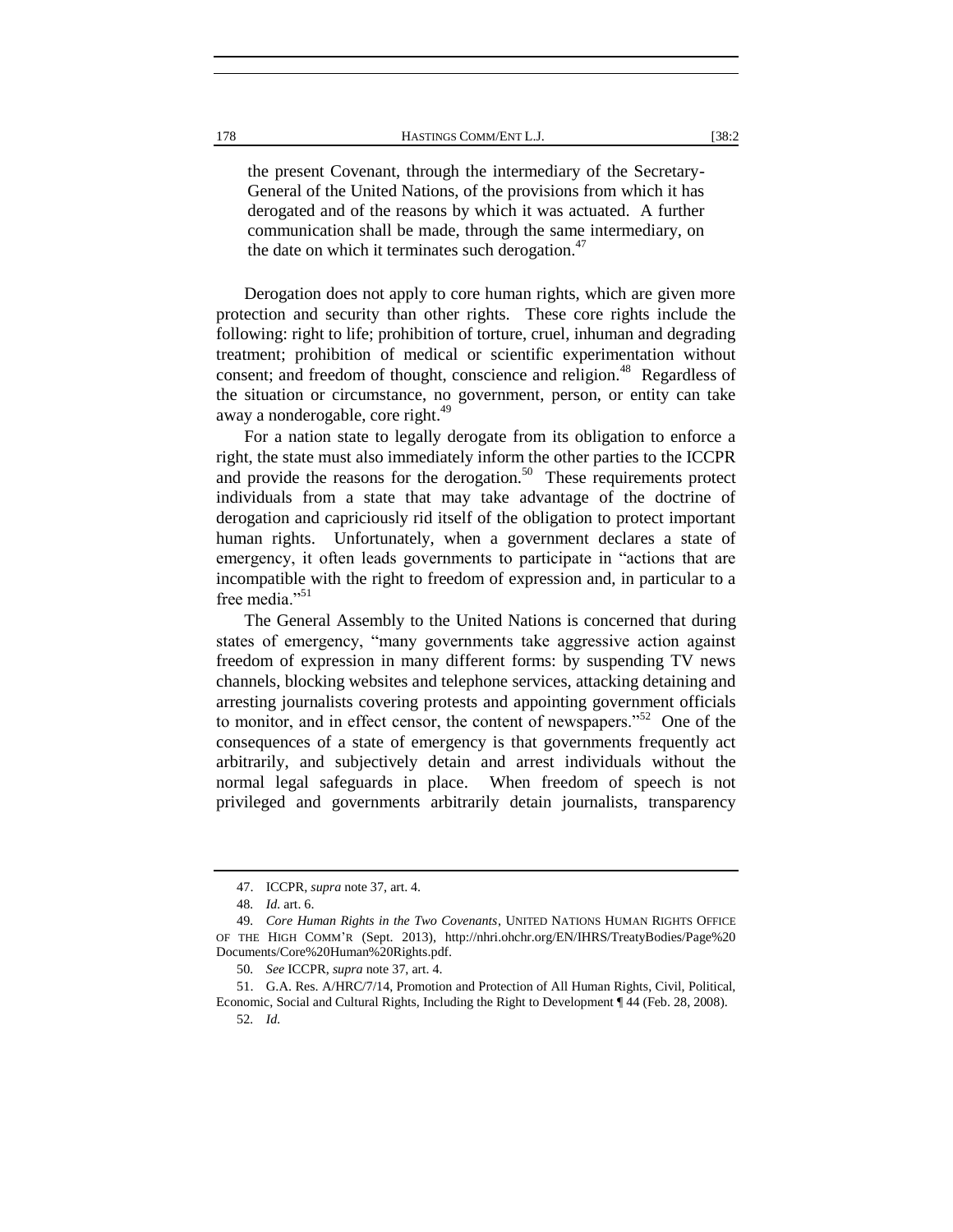> the present Covenant, through the intermediary of the Secretary-General of the United Nations, of the provisions from which it has derogated and of the reasons by which it was actuated. A further communication shall be made, through the same intermediary, on the date on which it terminates such derogation.[47]

Derogation does not apply to core human rights, which are given more protection and security than other rights. These core rights include the following: right to life; prohibition of torture, cruel, inhuman and degrading treatment; prohibition of medical or scientific experimentation without consent; and freedom of thought, conscience and religion.[48] Regardless of the situation or circumstance, no government, person, or entity can take away a nonderogable, core right.[49]

For a nation state to legally derogate from its obligation to enforce a right, the state must also immediately inform the other parties to the ICCPR and provide the reasons for the derogation.[50] These requirements protect individuals from a state that may take advantage of the doctrine of derogation and capriciously rid itself of the obligation to protect important human rights. Unfortunately, when a government declares a state of emergency, it often leads governments to participate in "actions that are incompatible with the right to freedom of expression and, in particular to a free media."[51]

The General Assembly to the United Nations is concerned that during states of emergency, "many governments take aggressive action against freedom of expression in many different forms: by suspending TV news channels, blocking websites and telephone services, attacking detaining and arresting journalists covering protests and appointing government officials to monitor, and in effect censor, the content of newspapers."[52] One of the consequences of a state of emergency is that governments frequently act arbitrarily, and subjectively detain and arrest individuals without the normal legal safeguards in place. When freedom of speech is not privileged and governments arbitrarily detain journalists, transparency

---

47. ICCPR, *supra* note 37, art. 4.

48. *Id.* art. 6.

49. *Core Human Rights in the Two Covenants*, UNITED NATIONS HUMAN RIGHTS OFFICE OF THE HIGH COMM'R (Sept. 2013), http://nhri.ohchr.org/EN/IHRS/TreatyBodies/Page%20 Documents/Core%20Human%20Rights.pdf.

50. *See* ICCPR, *supra* note 37, art. 4.

51. G.A. Res. A/HRC/7/14, Promotion and Protection of All Human Rights, Civil, Political, Economic, Social and Cultural Rights, Including the Right to Development ¶ 44 (Feb. 28, 2008).

52. *Id.*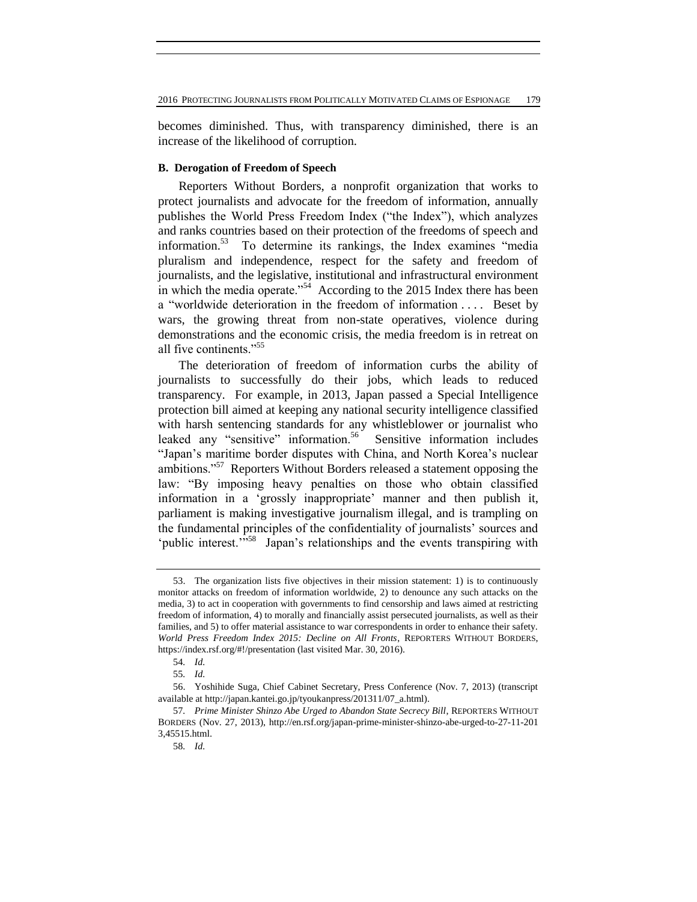becomes diminished. Thus, with transparency diminished, there is an increase of the likelihood of corruption.

### B. Derogation of Freedom of Speech

Reporters Without Borders, a nonprofit organization that works to protect journalists and advocate for the freedom of information, annually publishes the World Press Freedom Index ("the Index"), which analyzes and ranks countries based on their protection of the freedoms of speech and information.[53] To determine its rankings, the Index examines "media pluralism and independence, respect for the safety and freedom of journalists, and the legislative, institutional and infrastructural environment in which the media operate."[54] According to the 2015 Index there has been a "worldwide deterioration in the freedom of information . . . . Beset by wars, the growing threat from non-state operatives, violence during demonstrations and the economic crisis, the media freedom is in retreat on all five continents."[55]

The deterioration of freedom of information curbs the ability of journalists to successfully do their jobs, which leads to reduced transparency. For example, in 2013, Japan passed a Special Intelligence protection bill aimed at keeping any national security intelligence classified with harsh sentencing standards for any whistleblower or journalist who leaked any "sensitive" information.[56] Sensitive information includes "Japan's maritime border disputes with China, and North Korea's nuclear ambitions."[57] Reporters Without Borders released a statement opposing the law: "By imposing heavy penalties on those who obtain classified information in a 'grossly inappropriate' manner and then publish it, parliament is making investigative journalism illegal, and is trampling on the fundamental principles of the confidentiality of journalists' sources and 'public interest.'"[58] Japan's relationships and the events transpiring with

---

53. The organization lists five objectives in their mission statement: 1) is to continuously monitor attacks on freedom of information worldwide, 2) to denounce any such attacks on the media, 3) to act in cooperation with governments to find censorship and laws aimed at restricting freedom of information, 4) to morally and financially assist persecuted journalists, as well as their families, and 5) to offer material assistance to war correspondents in order to enhance their safety. *World Press Freedom Index 2015: Decline on All Fronts*, REPORTERS WITHOUT BORDERS, https://index.rsf.org/#!/presentation (last visited Mar. 30, 2016).

54. *Id.*

55. *Id.*

56. Yoshihide Suga, Chief Cabinet Secretary, Press Conference (Nov. 7, 2013) (transcript available at http://japan.kantei.go.jp/tyoukanpress/201311/07_a.html).

57. *Prime Minister Shinzo Abe Urged to Abandon State Secrecy Bill*, REPORTERS WITHOUT BORDERS (Nov. 27, 2013), http://en.rsf.org/japan-prime-minister-shinzo-abe-urged-to-27-11-2013,45515.html.

58. *Id.*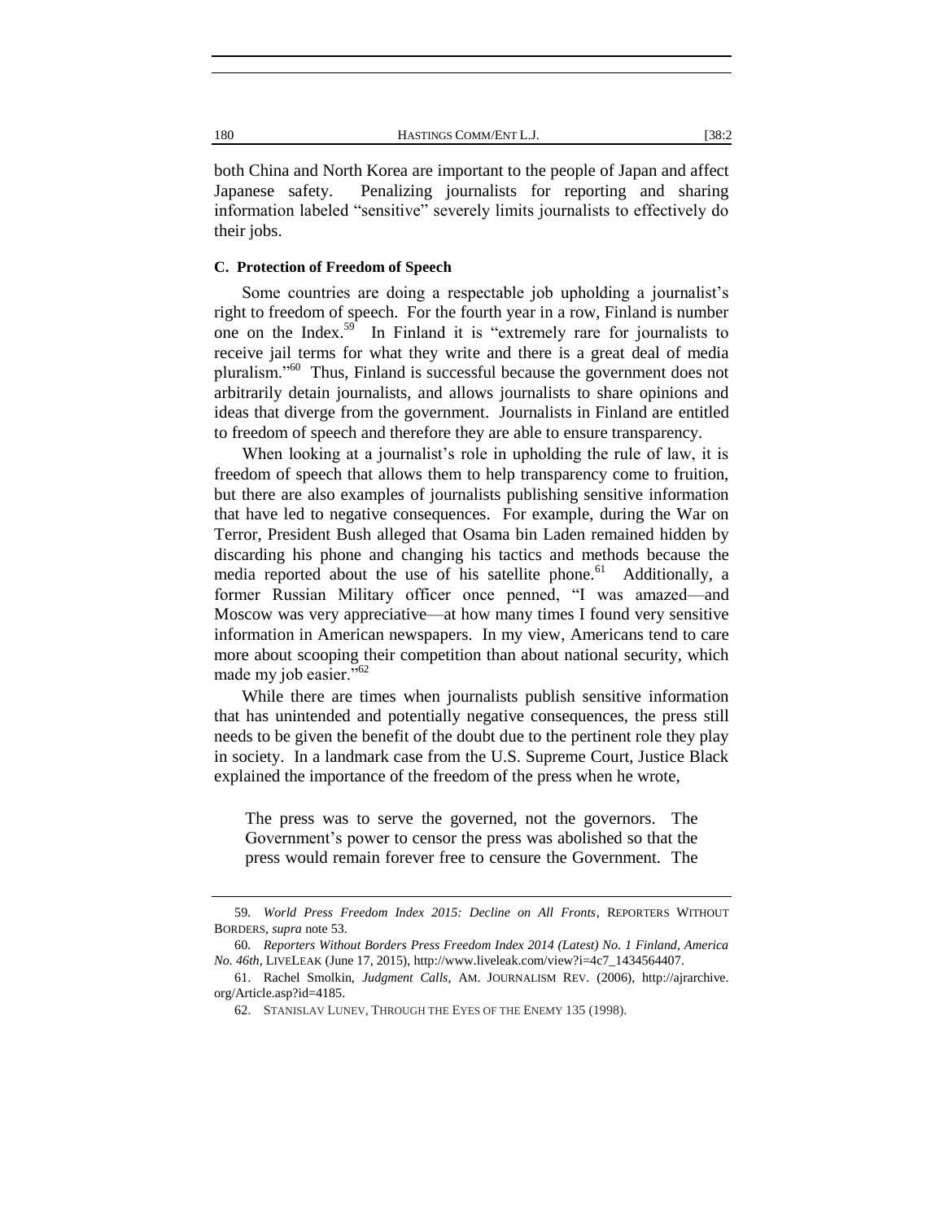both China and North Korea are important to the people of Japan and affect Japanese safety. Penalizing journalists for reporting and sharing information labeled "sensitive" severely limits journalists to effectively do their jobs.

### C. Protection of Freedom of Speech

Some countries are doing a respectable job upholding a journalist's right to freedom of speech. For the fourth year in a row, Finland is number one on the Index.[59] In Finland it is "extremely rare for journalists to receive jail terms for what they write and there is a great deal of media pluralism."[60] Thus, Finland is successful because the government does not arbitrarily detain journalists, and allows journalists to share opinions and ideas that diverge from the government. Journalists in Finland are entitled to freedom of speech and therefore they are able to ensure transparency.

When looking at a journalist's role in upholding the rule of law, it is freedom of speech that allows them to help transparency come to fruition, but there are also examples of journalists publishing sensitive information that have led to negative consequences. For example, during the War on Terror, President Bush alleged that Osama bin Laden remained hidden by discarding his phone and changing his tactics and methods because the media reported about the use of his satellite phone.[61] Additionally, a former Russian Military officer once penned, "I was amazed—and Moscow was very appreciative—at how many times I found very sensitive information in American newspapers. In my view, Americans tend to care more about scooping their competition than about national security, which made my job easier."[62]

While there are times when journalists publish sensitive information that has unintended and potentially negative consequences, the press still needs to be given the benefit of the doubt due to the pertinent role they play in society. In a landmark case from the U.S. Supreme Court, Justice Black explained the importance of the freedom of the press when he wrote,

> The press was to serve the governed, not the governors. The Government's power to censor the press was abolished so that the press would remain forever free to censure the Government. The

---

59. *World Press Freedom Index 2015: Decline on All Fronts*, REPORTERS WITHOUT BORDERS, *supra* note 53.

60. *Reporters Without Borders Press Freedom Index 2014 (Latest) No. 1 Finland, America No. 46th*, LIVELEAK (June 17, 2015), http://www.liveleak.com/view?i=4c7_1434564407.

61. Rachel Smolkin, *Judgment Calls*, AM. JOURNALISM REV. (2006), http://ajrarchive.org/Article.asp?id=4185.

62. STANISLAV LUNEV, THROUGH THE EYES OF THE ENEMY 135 (1998).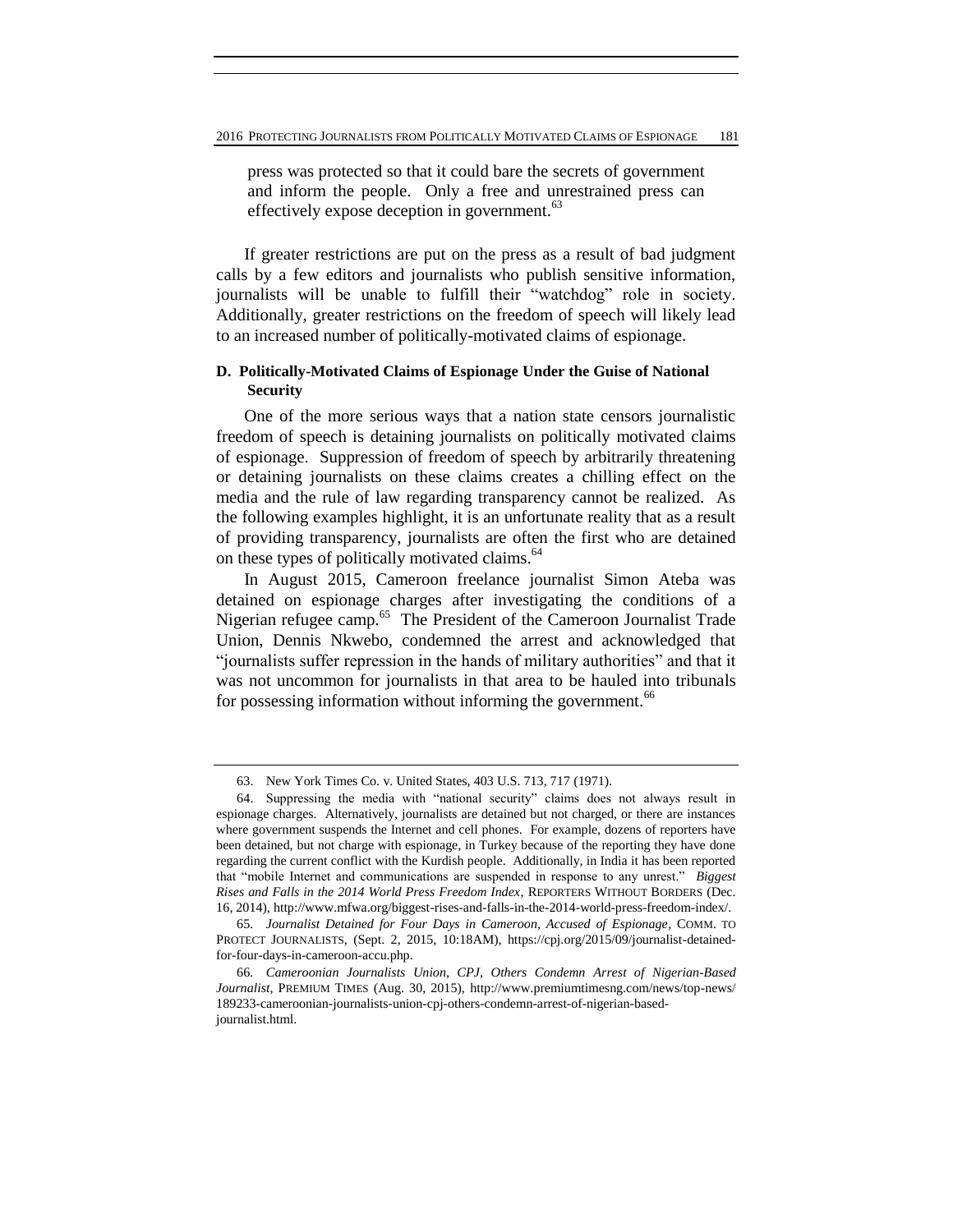> press was protected so that it could bare the secrets of government and inform the people. Only a free and unrestrained press can effectively expose deception in government.[63]

If greater restrictions are put on the press as a result of bad judgment calls by a few editors and journalists who publish sensitive information, journalists will be unable to fulfill their "watchdog" role in society. Additionally, greater restrictions on the freedom of speech will likely lead to an increased number of politically-motivated claims of espionage.

### D. Politically-Motivated Claims of Espionage Under the Guise of National Security

One of the more serious ways that a nation state censors journalistic freedom of speech is detaining journalists on politically motivated claims of espionage. Suppression of freedom of speech by arbitrarily threatening or detaining journalists on these claims creates a chilling effect on the media and the rule of law regarding transparency cannot be realized. As the following examples highlight, it is an unfortunate reality that as a result of providing transparency, journalists are often the first who are detained on these types of politically motivated claims.[64]

In August 2015, Cameroon freelance journalist Simon Ateba was detained on espionage charges after investigating the conditions of a Nigerian refugee camp.[65] The President of the Cameroon Journalist Trade Union, Dennis Nkwebo, condemned the arrest and acknowledged that "journalists suffer repression in the hands of military authorities" and that it was not uncommon for journalists in that area to be hauled into tribunals for possessing information without informing the government.[66]

---

63. New York Times Co. v. United States, 403 U.S. 713, 717 (1971).

64. Suppressing the media with "national security" claims does not always result in espionage charges. Alternatively, journalists are detained but not charged, or there are instances where government suspends the Internet and cell phones. For example, dozens of reporters have been detained, but not charge with espionage, in Turkey because of the reporting they have done regarding the current conflict with the Kurdish people. Additionally, in India it has been reported that "mobile Internet and communications are suspended in response to any unrest." *Biggest Rises and Falls in the 2014 World Press Freedom Index*, REPORTERS WITHOUT BORDERS (Dec. 16, 2014), http://www.mfwa.org/biggest-rises-and-falls-in-the-2014-world-press-freedom-index/.

65. *Journalist Detained for Four Days in Cameroon, Accused of Espionage*, COMM. TO PROTECT JOURNALISTS, (Sept. 2, 2015, 10:18AM), https://cpj.org/2015/09/journalist-detained-for-four-days-in-cameroon-accu.php.

66. *Cameroonian Journalists Union, CPJ, Others Condemn Arrest of Nigerian-Based Journalist*, PREMIUM TIMES (Aug. 30, 2015), http://www.premiumtimesng.com/news/top-news/189233-cameroonian-journalists-union-cpj-others-condemn-arrest-of-nigerian-based-journalist.html.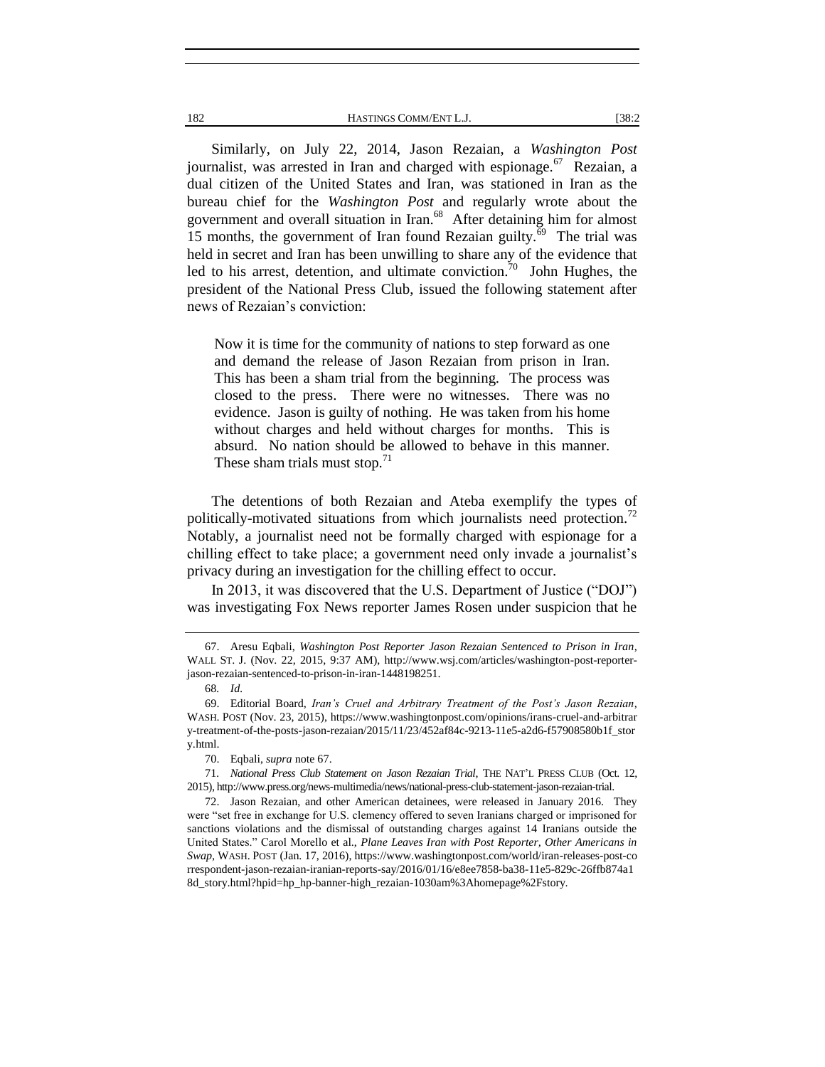Similarly, on July 22, 2014, Jason Rezaian, a *Washington Post* journalist, was arrested in Iran and charged with espionage.[67] Rezaian, a dual citizen of the United States and Iran, was stationed in Iran as the bureau chief for the *Washington Post* and regularly wrote about the government and overall situation in Iran.[68] After detaining him for almost 15 months, the government of Iran found Rezaian guilty.[69] The trial was held in secret and Iran has been unwilling to share any of the evidence that led to his arrest, detention, and ultimate conviction.[70] John Hughes, the president of the National Press Club, issued the following statement after news of Rezaian's conviction:

> Now it is time for the community of nations to step forward as one and demand the release of Jason Rezaian from prison in Iran. This has been a sham trial from the beginning. The process was closed to the press. There were no witnesses. There was no evidence. Jason is guilty of nothing. He was taken from his home without charges and held without charges for months. This is absurd. No nation should be allowed to behave in this manner. These sham trials must stop.[71]

The detentions of both Rezaian and Ateba exemplify the types of politically-motivated situations from which journalists need protection.[72] Notably, a journalist need not be formally charged with espionage for a chilling effect to take place; a government need only invade a journalist's privacy during an investigation for the chilling effect to occur.

In 2013, it was discovered that the U.S. Department of Justice ("DOJ") was investigating Fox News reporter James Rosen under suspicion that he

---

67. Aresu Eqbali, *Washington Post Reporter Jason Rezaian Sentenced to Prison in Iran*, WALL ST. J. (Nov. 22, 2015, 9:37 AM), http://www.wsj.com/articles/washington-post-reporter-jason-rezaian-sentenced-to-prison-in-iran-1448198251.

68. *Id.*

69. Editorial Board, *Iran's Cruel and Arbitrary Treatment of the Post's Jason Rezaian*, WASH. POST (Nov. 23, 2015), https://www.washingtonpost.com/opinions/irans-cruel-and-arbitrary-treatment-of-the-posts-jason-rezaian/2015/11/23/452af84c-9213-11e5-a2d6-f57908580b1f_story.html.

70. Eqbali, *supra* note 67.

71. *National Press Club Statement on Jason Rezaian Trial*, THE NAT'L PRESS CLUB (Oct. 12, 2015), http://www.press.org/news-multimedia/news/national-press-club-statement-jason-rezaian-trial.

72. Jason Rezaian, and other American detainees, were released in January 2016. They were "set free in exchange for U.S. clemency offered to seven Iranians charged or imprisoned for sanctions violations and the dismissal of outstanding charges against 14 Iranians outside the United States." Carol Morello et al., *Plane Leaves Iran with Post Reporter, Other Americans in Swap*, WASH. POST (Jan. 17, 2016), https://www.washingtonpost.com/world/iran-releases-post-correspondent-jason-rezaian-iranian-reports-say/2016/01/16/e8ee7858-ba38-11e5-829c-26ffb874a18d_story.html?hpid=hp_hp-banner-high_rezaian-1030am%3Ahomepage%2Fstory.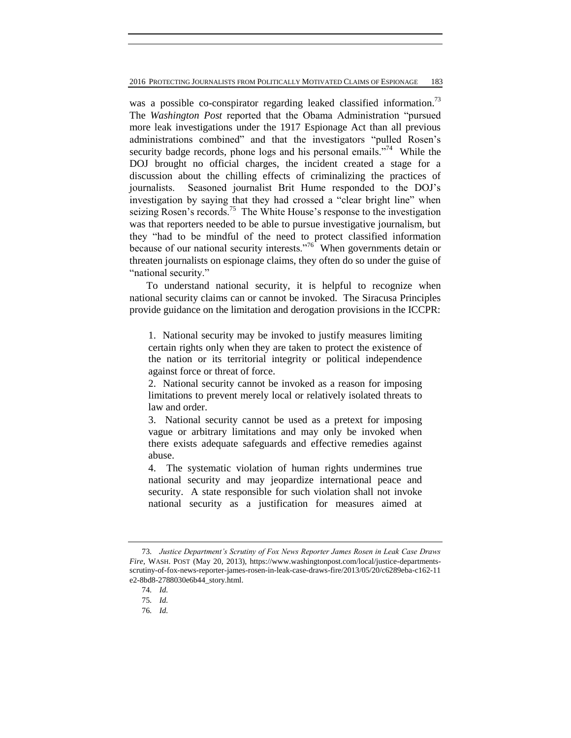was a possible co-conspirator regarding leaked classified information.[73] The *Washington Post* reported that the Obama Administration "pursued more leak investigations under the 1917 Espionage Act than all previous administrations combined" and that the investigators "pulled Rosen's security badge records, phone logs and his personal emails."[74] While the DOJ brought no official charges, the incident created a stage for a discussion about the chilling effects of criminalizing the practices of journalists. Seasoned journalist Brit Hume responded to the DOJ's investigation by saying that they had crossed a "clear bright line" when seizing Rosen's records.[75] The White House's response to the investigation was that reporters needed to be able to pursue investigative journalism, but they "had to be mindful of the need to protect classified information because of our national security interests."[76] When governments detain or threaten journalists on espionage claims, they often do so under the guise of "national security."

To understand national security, it is helpful to recognize when national security claims can or cannot be invoked. The Siracusa Principles provide guidance on the limitation and derogation provisions in the ICCPR:

> 1. National security may be invoked to justify measures limiting certain rights only when they are taken to protect the existence of the nation or its territorial integrity or political independence against force or threat of force.
> 2. National security cannot be invoked as a reason for imposing limitations to prevent merely local or relatively isolated threats to law and order.
> 3. National security cannot be used as a pretext for imposing vague or arbitrary limitations and may only be invoked when there exists adequate safeguards and effective remedies against abuse.
> 4. The systematic violation of human rights undermines true national security and may jeopardize international peace and security. A state responsible for such violation shall not invoke national security as a justification for measures aimed at

---

73. *Justice Department's Scrutiny of Fox News Reporter James Rosen in Leak Case Draws Fire*, WASH. POST (May 20, 2013), https://www.washingtonpost.com/local/justice-departments-scrutiny-of-fox-news-reporter-james-rosen-in-leak-case-draws-fire/2013/05/20/c6289eba-c162-11e2-8bd8-2788030e6b44_story.html.

74. *Id.*

75. *Id.*

76. *Id.*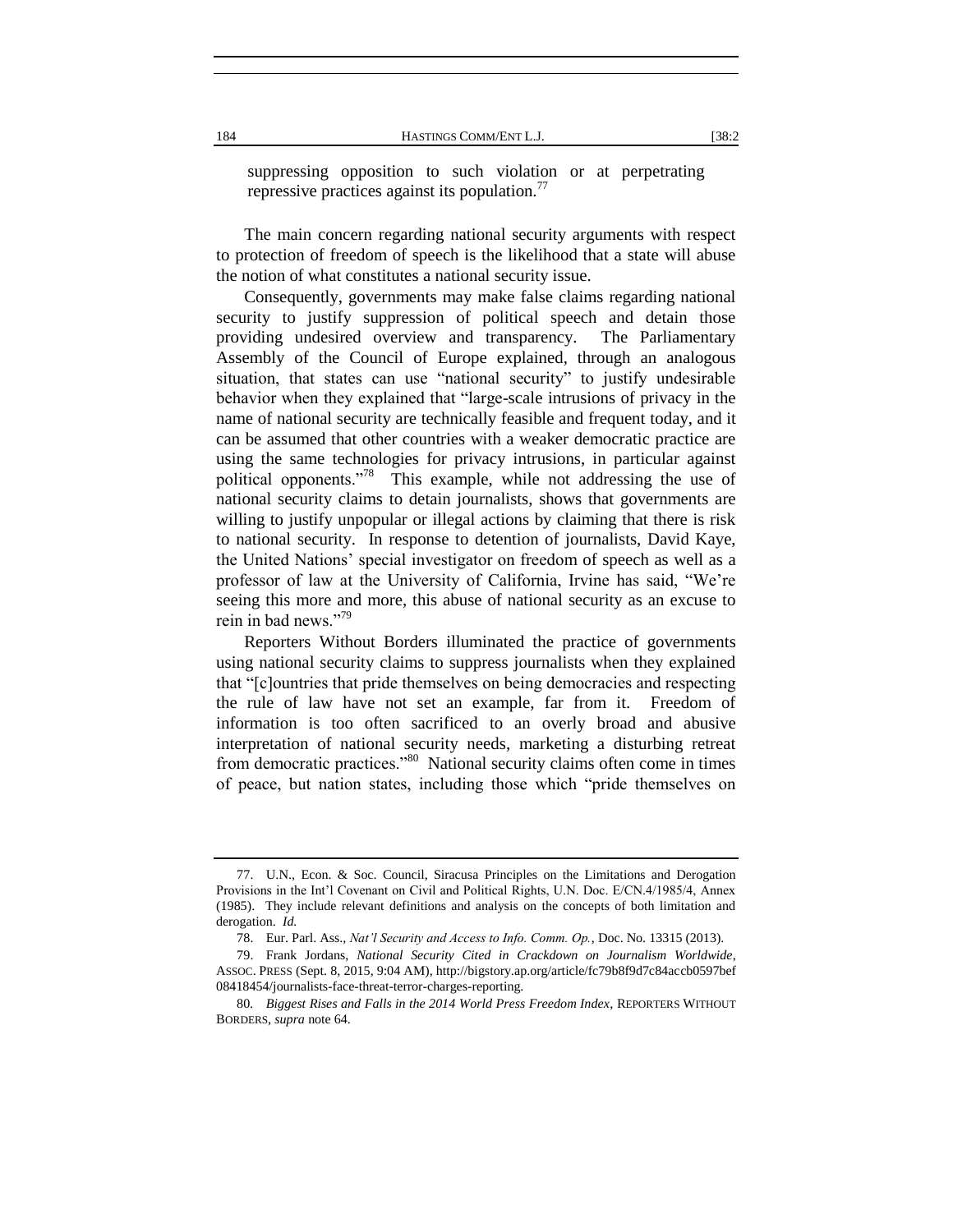suppressing opposition to such violation or at perpetrating repressive practices against its population.[77]

The main concern regarding national security arguments with respect to protection of freedom of speech is the likelihood that a state will abuse the notion of what constitutes a national security issue.

Consequently, governments may make false claims regarding national security to justify suppression of political speech and detain those providing undesired overview and transparency. The Parliamentary Assembly of the Council of Europe explained, through an analogous situation, that states can use "national security" to justify undesirable behavior when they explained that "large-scale intrusions of privacy in the name of national security are technically feasible and frequent today, and it can be assumed that other countries with a weaker democratic practice are using the same technologies for privacy intrusions, in particular against political opponents."[78] This example, while not addressing the use of national security claims to detain journalists, shows that governments are willing to justify unpopular or illegal actions by claiming that there is risk to national security. In response to detention of journalists, David Kaye, the United Nations' special investigator on freedom of speech as well as a professor of law at the University of California, Irvine has said, "We're seeing this more and more, this abuse of national security as an excuse to rein in bad news."[79]

Reporters Without Borders illuminated the practice of governments using national security claims to suppress journalists when they explained that "[c]ountries that pride themselves on being democracies and respecting the rule of law have not set an example, far from it. Freedom of information is too often sacrificed to an overly broad and abusive interpretation of national security needs, marketing a disturbing retreat from democratic practices."[80] National security claims often come in times of peace, but nation states, including those which "pride themselves on

---

77. U.N., Econ. & Soc. Council, Siracusa Principles on the Limitations and Derogation Provisions in the Int'l Covenant on Civil and Political Rights, U.N. Doc. E/CN.4/1985/4, Annex (1985). They include relevant definitions and analysis on the concepts of both limitation and derogation. *Id.*

78. Eur. Parl. Ass., *Nat'l Security and Access to Info. Comm. Op.*, Doc. No. 13315 (2013).

79. Frank Jordans, *National Security Cited in Crackdown on Journalism Worldwide*, ASSOC. PRESS (Sept. 8, 2015, 9:04 AM), http://bigstory.ap.org/article/fc79b8f9d7c84accb0597bef08418454/journalists-face-threat-terror-charges-reporting.

80. *Biggest Rises and Falls in the 2014 World Press Freedom Index*, REPORTERS WITHOUT BORDERS, *supra* note 64.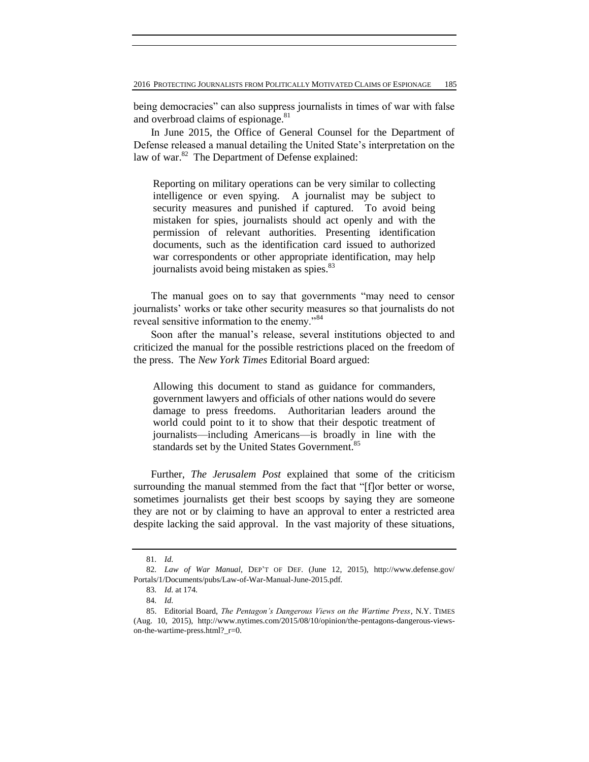being democracies" can also suppress journalists in times of war with false and overbroad claims of espionage.[81]

In June 2015, the Office of General Counsel for the Department of Defense released a manual detailing the United State's interpretation on the law of war.[82] The Department of Defense explained:

> Reporting on military operations can be very similar to collecting intelligence or even spying. A journalist may be subject to security measures and punished if captured. To avoid being mistaken for spies, journalists should act openly and with the permission of relevant authorities. Presenting identification documents, such as the identification card issued to authorized war correspondents or other appropriate identification, may help journalists avoid being mistaken as spies.[83]

The manual goes on to say that governments "may need to censor journalists' works or take other security measures so that journalists do not reveal sensitive information to the enemy."[84]

Soon after the manual's release, several institutions objected to and criticized the manual for the possible restrictions placed on the freedom of the press. The *New York Times* Editorial Board argued:

> Allowing this document to stand as guidance for commanders, government lawyers and officials of other nations would do severe damage to press freedoms. Authoritarian leaders around the world could point to it to show that their despotic treatment of journalists—including Americans—is broadly in line with the standards set by the United States Government.[85]

Further, *The Jerusalem Post* explained that some of the criticism surrounding the manual stemmed from the fact that "[f]or better or worse, sometimes journalists get their best scoops by saying they are someone they are not or by claiming to have an approval to enter a restricted area despite lacking the said approval. In the vast majority of these situations,

---

81. *Id.*

82. *Law of War Manual*, DEP'T OF DEF. (June 12, 2015), http://www.defense.gov/Portals/1/Documents/pubs/Law-of-War-Manual-June-2015.pdf.

83. *Id.* at 174.

84. *Id.*

85. Editorial Board, *The Pentagon's Dangerous Views on the Wartime Press*, N.Y. TIMES (Aug. 10, 2015), http://www.nytimes.com/2015/08/10/opinion/the-pentagons-dangerous-views-on-the-wartime-press.html?_r=0.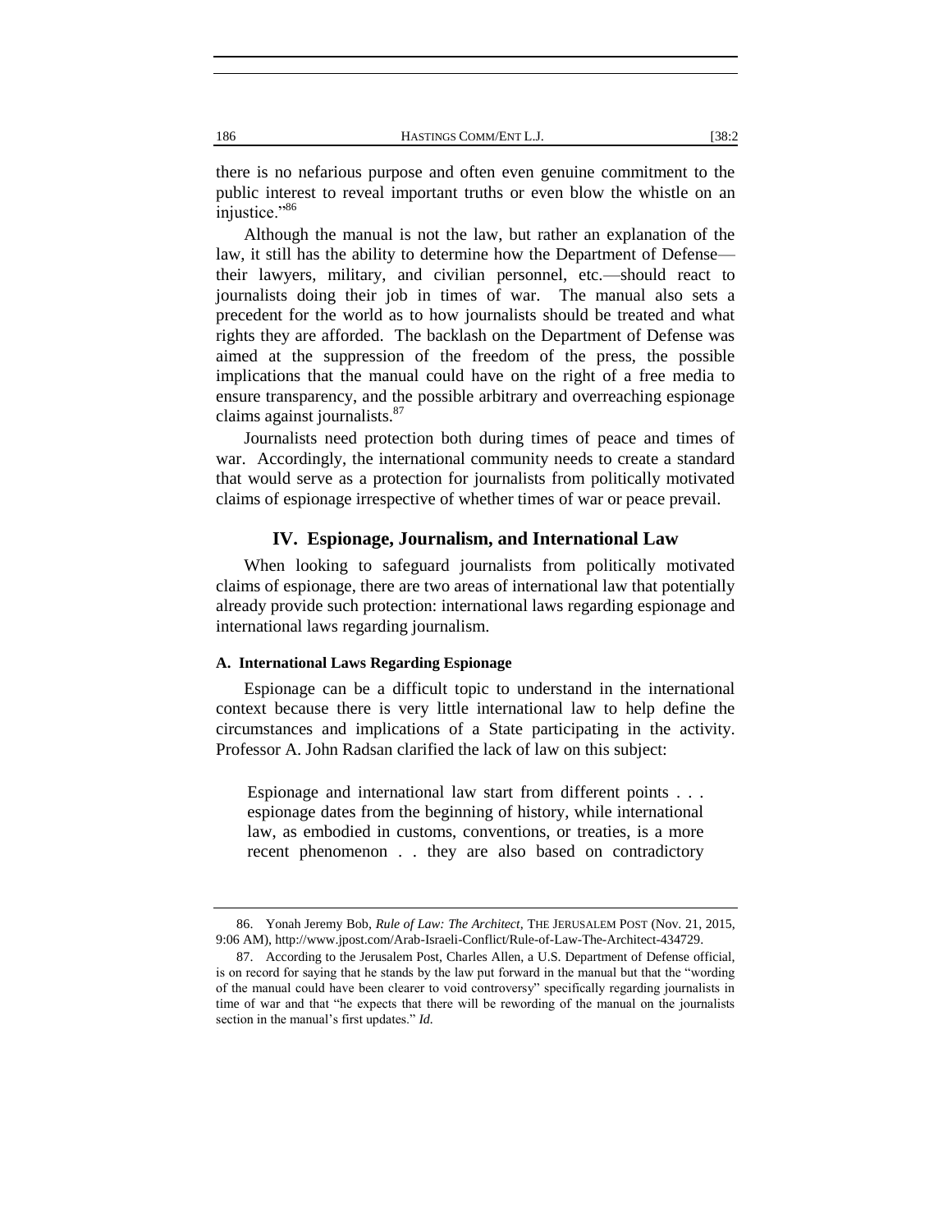there is no nefarious purpose and often even genuine commitment to the public interest to reveal important truths or even blow the whistle on an injustice."[86]

Although the manual is not the law, but rather an explanation of the law, it still has the ability to determine how the Department of Defense—their lawyers, military, and civilian personnel, etc.—should react to journalists doing their job in times of war. The manual also sets a precedent for the world as to how journalists should be treated and what rights they are afforded. The backlash on the Department of Defense was aimed at the suppression of the freedom of the press, the possible implications that the manual could have on the right of a free media to ensure transparency, and the possible arbitrary and overreaching espionage claims against journalists.[87]

Journalists need protection both during times of peace and times of war. Accordingly, the international community needs to create a standard that would serve as a protection for journalists from politically motivated claims of espionage irrespective of whether times of war or peace prevail.

## IV. Espionage, Journalism, and International Law

When looking to safeguard journalists from politically motivated claims of espionage, there are two areas of international law that potentially already provide such protection: international laws regarding espionage and international laws regarding journalism.

### A. International Laws Regarding Espionage

Espionage can be a difficult topic to understand in the international context because there is very little international law to help define the circumstances and implications of a State participating in the activity. Professor A. John Radsan clarified the lack of law on this subject:

> Espionage and international law start from different points . . . espionage dates from the beginning of history, while international law, as embodied in customs, conventions, or treaties, is a more recent phenomenon . . they are also based on contradictory

---

86. Yonah Jeremy Bob, *Rule of Law: The Architect*, THE JERUSALEM POST (Nov. 21, 2015, 9:06 AM), http://www.jpost.com/Arab-Israeli-Conflict/Rule-of-Law-The-Architect-434729.

87. According to the Jerusalem Post, Charles Allen, a U.S. Department of Defense official, is on record for saying that he stands by the law put forward in the manual but that the "wording of the manual could have been clearer to void controversy" specifically regarding journalists in time of war and that "he expects that there will be rewording of the manual on the journalists section in the manual's first updates." *Id.*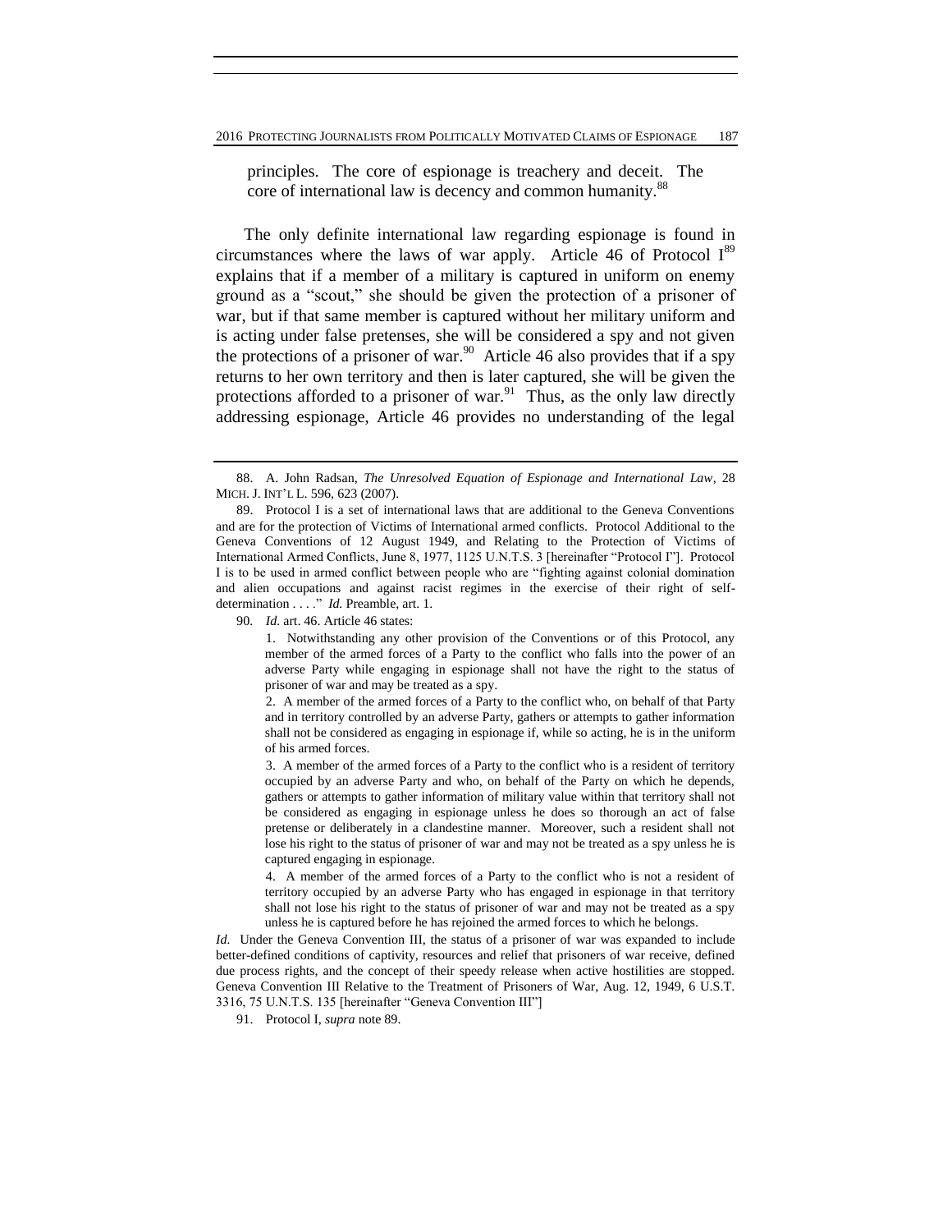> principles. The core of espionage is treachery and deceit. The core of international law is decency and common humanity.[88]

The only definite international law regarding espionage is found in circumstances where the laws of war apply. Article 46 of Protocol I[89] explains that if a member of a military is captured in uniform on enemy ground as a "scout," she should be given the protection of a prisoner of war, but if that same member is captured without her military uniform and is acting under false pretenses, she will be considered a spy and not given the protections of a prisoner of war.[90] Article 46 also provides that if a spy returns to her own territory and then is later captured, she will be given the protections afforded to a prisoner of war.[91] Thus, as the only law directly addressing espionage, Article 46 provides no understanding of the legal

---

88. A. John Radsan, *The Unresolved Equation of Espionage and International Law*, 28 MICH. J. INT'L L. 596, 623 (2007).

89. Protocol I is a set of international laws that are additional to the Geneva Conventions and are for the protection of Victims of International armed conflicts. Protocol Additional to the Geneva Conventions of 12 August 1949, and Relating to the Protection of Victims of International Armed Conflicts, June 8, 1977, 1125 U.N.T.S. 3 [hereinafter "Protocol I"]. Protocol I is to be used in armed conflict between people who are "fighting against colonial domination and alien occupations and against racist regimes in the exercise of their right of self-determination . . . ." *Id.* Preamble, art. 1.

90. *Id.* art. 46. Article 46 states:

> 1. Notwithstanding any other provision of the Conventions or of this Protocol, any member of the armed forces of a Party to the conflict who falls into the power of an adverse Party while engaging in espionage shall not have the right to the status of prisoner of war and may be treated as a spy.
>
> 2. A member of the armed forces of a Party to the conflict who, on behalf of that Party and in territory controlled by an adverse Party, gathers or attempts to gather information shall not be considered as engaging in espionage if, while so acting, he is in the uniform of his armed forces.
>
> 3. A member of the armed forces of a Party to the conflict who is a resident of territory occupied by an adverse Party and who, on behalf of the Party on which he depends, gathers or attempts to gather information of military value within that territory shall not be considered as engaging in espionage unless he does so thorough an act of false pretense or deliberately in a clandestine manner. Moreover, such a resident shall not lose his right to the status of prisoner of war and may not be treated as a spy unless he is captured engaging in espionage.
>
> 4. A member of the armed forces of a Party to the conflict who is not a resident of territory occupied by an adverse Party who has engaged in espionage in that territory shall not lose his right to the status of prisoner of war and may not be treated as a spy unless he is captured before he has rejoined the armed forces to which he belongs.

*Id.* Under the Geneva Convention III, the status of a prisoner of war was expanded to include better-defined conditions of captivity, resources and relief that prisoners of war receive, defined due process rights, and the concept of their speedy release when active hostilities are stopped. Geneva Convention III Relative to the Treatment of Prisoners of War, Aug. 12, 1949, 6 U.S.T. 3316, 75 U.N.T.S. 135 [hereinafter "Geneva Convention III"]

91. Protocol I, *supra* note 89.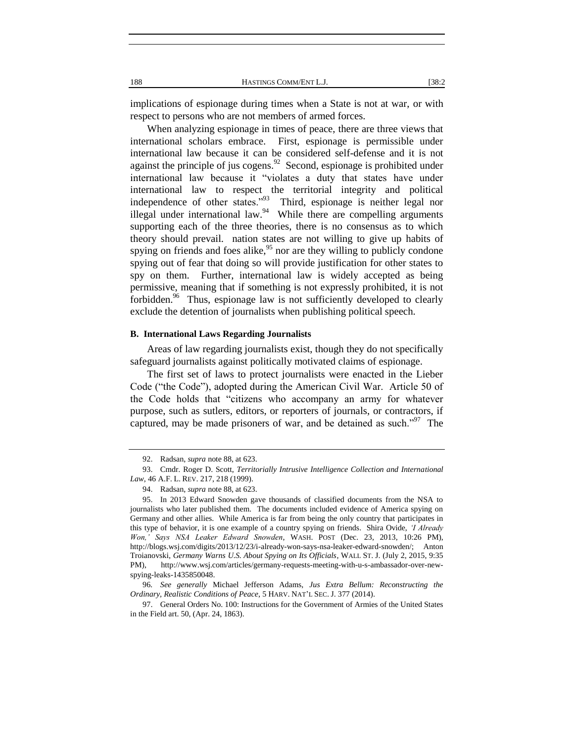implications of espionage during times when a State is not at war, or with respect to persons who are not members of armed forces.

When analyzing espionage in times of peace, there are three views that international scholars embrace. First, espionage is permissible under international law because it can be considered self-defense and it is not against the principle of jus cogens.[92] Second, espionage is prohibited under international law because it "violates a duty that states have under international law to respect the territorial integrity and political independence of other states."[93] Third, espionage is neither legal nor illegal under international law.[94] While there are compelling arguments supporting each of the three theories, there is no consensus as to which theory should prevail. nation states are not willing to give up habits of spying on friends and foes alike,[95] nor are they willing to publicly condone spying out of fear that doing so will provide justification for other states to spy on them. Further, international law is widely accepted as being permissive, meaning that if something is not expressly prohibited, it is not forbidden.[96] Thus, espionage law is not sufficiently developed to clearly exclude the detention of journalists when publishing political speech.

### B. International Laws Regarding Journalists

Areas of law regarding journalists exist, though they do not specifically safeguard journalists against politically motivated claims of espionage.

The first set of laws to protect journalists were enacted in the Lieber Code ("the Code"), adopted during the American Civil War. Article 50 of the Code holds that "citizens who accompany an army for whatever purpose, such as sutlers, editors, or reporters of journals, or contractors, if captured, may be made prisoners of war, and be detained as such."[97] The

---

92. Radsan, *supra* note 88, at 623.

93. Cmdr. Roger D. Scott, *Territorially Intrusive Intelligence Collection and International Law*, 46 A.F. L. REV. 217, 218 (1999).

94. Radsan, *supra* note 88, at 623.

95. In 2013 Edward Snowden gave thousands of classified documents from the NSA to journalists who later published them. The documents included evidence of America spying on Germany and other allies. While America is far from being the only country that participates in this type of behavior, it is one example of a country spying on friends. Shira Ovide, *'I Already Won,' Says NSA Leaker Edward Snowden*, WASH. POST (Dec. 23, 2013, 10:26 PM), http://blogs.wsj.com/digits/2013/12/23/i-already-won-says-nsa-leaker-edward-snowden/; Anton Troianovski, *Germany Warns U.S. About Spying on Its Officials*, WALL ST. J. (July 2, 2015, 9:35 PM), http://www.wsj.com/articles/germany-requests-meeting-with-u-s-ambassador-over-new-spying-leaks-1435850048.

96. *See generally* Michael Jefferson Adams, *Jus Extra Bellum: Reconstructing the Ordinary, Realistic Conditions of Peace*, 5 HARV. NAT'L SEC. J. 377 (2014).

97. General Orders No. 100: Instructions for the Government of Armies of the United States in the Field art. 50, (Apr. 24, 1863).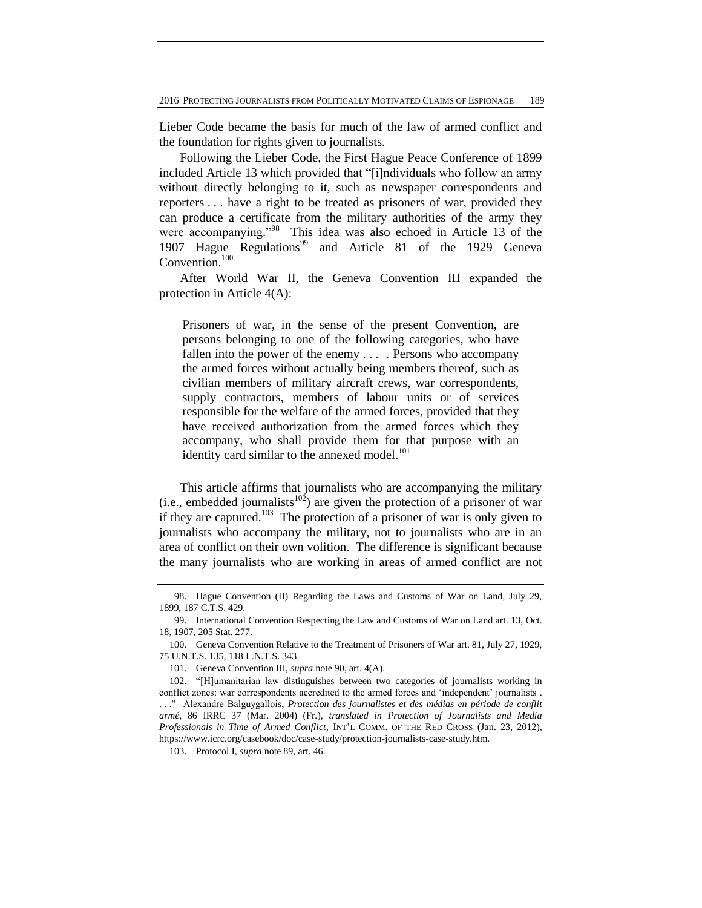Lieber Code became the basis for much of the law of armed conflict and the foundation for rights given to journalists.

Following the Lieber Code, the First Hague Peace Conference of 1899 included Article 13 which provided that "[i]ndividuals who follow an army without directly belonging to it, such as newspaper correspondents and reporters . . . have a right to be treated as prisoners of war, provided they can produce a certificate from the military authorities of the army they were accompanying."[98] This idea was also echoed in Article 13 of the 1907 Hague Regulations[99] and Article 81 of the 1929 Geneva Convention.[100]

After World War II, the Geneva Convention III expanded the protection in Article 4(A):

> Prisoners of war, in the sense of the present Convention, are persons belonging to one of the following categories, who have fallen into the power of the enemy . . . . Persons who accompany the armed forces without actually being members thereof, such as civilian members of military aircraft crews, war correspondents, supply contractors, members of labour units or of services responsible for the welfare of the armed forces, provided that they have received authorization from the armed forces which they accompany, who shall provide them for that purpose with an identity card similar to the annexed model.[101]

This article affirms that journalists who are accompanying the military (i.e., embedded journalists[102]) are given the protection of a prisoner of war if they are captured.[103] The protection of a prisoner of war is only given to journalists who accompany the military, not to journalists who are in an area of conflict on their own volition. The difference is significant because the many journalists who are working in areas of armed conflict are not

---

98. Hague Convention (II) Regarding the Laws and Customs of War on Land, July 29, 1899, 187 C.T.S. 429.

99. International Convention Respecting the Law and Customs of War on Land art. 13, Oct. 18, 1907, 205 Stat. 277.

100. Geneva Convention Relative to the Treatment of Prisoners of War art. 81, July 27, 1929, 75 U.N.T.S. 135, 118 L.N.T.S. 343.

101. Geneva Convention III, *supra* note 90, art. 4(A).

102. "[H]umanitarian law distinguishes between two categories of journalists working in conflict zones: war correspondents accredited to the armed forces and 'independent' journalists . . . ." Alexandre Balguygallois, *Protection des journalistes et des médias en période de conflit armé*, 86 IRRC 37 (Mar. 2004) (Fr.), *translated in Protection of Journalists and Media Professionals in Time of Armed Conflict*, INT'L COMM. OF THE RED CROSS (Jan. 23, 2012), https://www.icrc.org/casebook/doc/case-study/protection-journalists-case-study.htm.

103. Protocol I, *supra* note 89, art. 46.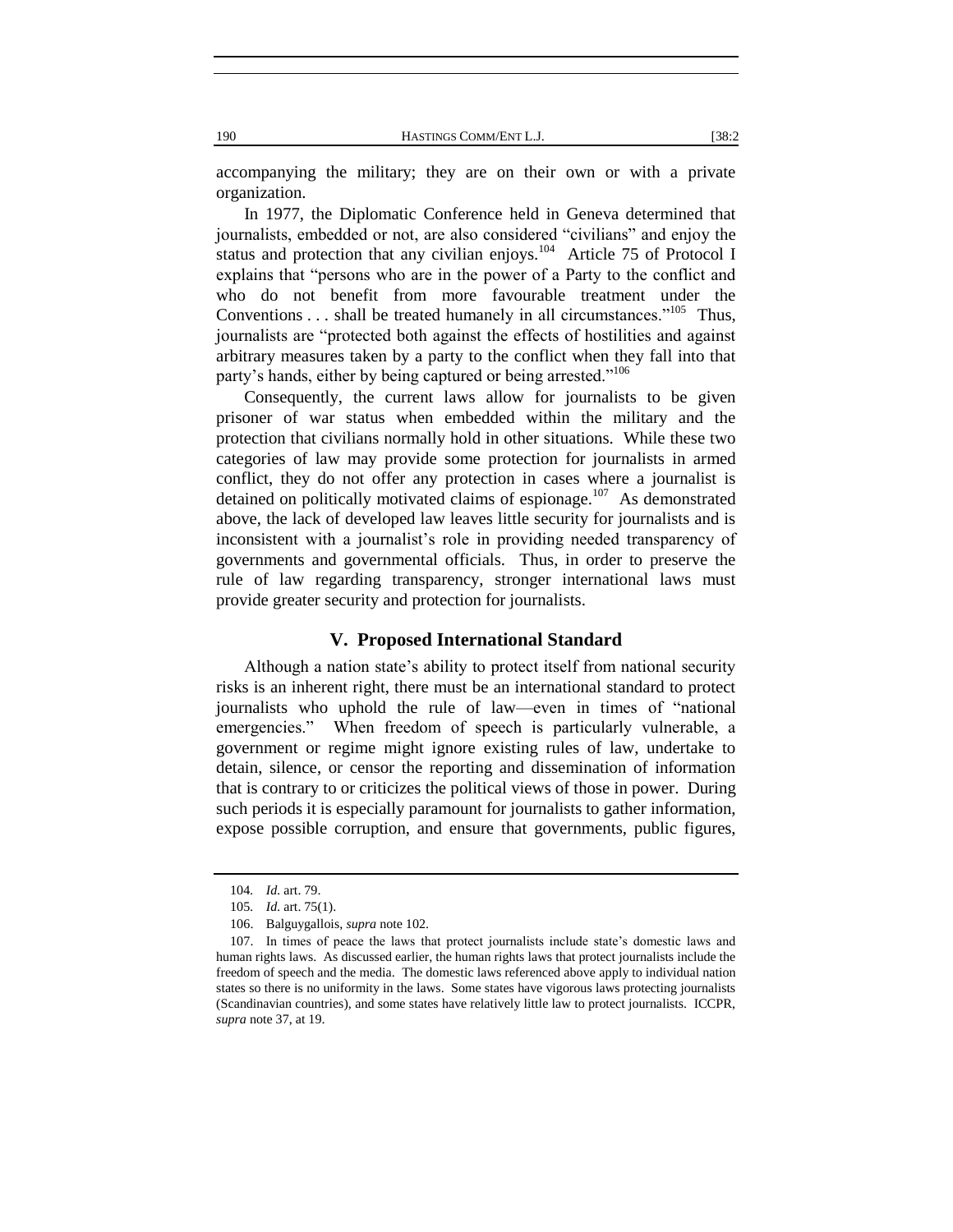accompanying the military; they are on their own or with a private organization.

In 1977, the Diplomatic Conference held in Geneva determined that journalists, embedded or not, are also considered "civilians" and enjoy the status and protection that any civilian enjoys.[104] Article 75 of Protocol I explains that "persons who are in the power of a Party to the conflict and who do not benefit from more favourable treatment under the Conventions . . . shall be treated humanely in all circumstances."[105] Thus, journalists are "protected both against the effects of hostilities and against arbitrary measures taken by a party to the conflict when they fall into that party's hands, either by being captured or being arrested."[106]

Consequently, the current laws allow for journalists to be given prisoner of war status when embedded within the military and the protection that civilians normally hold in other situations. While these two categories of law may provide some protection for journalists in armed conflict, they do not offer any protection in cases where a journalist is detained on politically motivated claims of espionage.[107] As demonstrated above, the lack of developed law leaves little security for journalists and is inconsistent with a journalist's role in providing needed transparency of governments and governmental officials. Thus, in order to preserve the rule of law regarding transparency, stronger international laws must provide greater security and protection for journalists.

## V. Proposed International Standard

Although a nation state's ability to protect itself from national security risks is an inherent right, there must be an international standard to protect journalists who uphold the rule of law—even in times of "national emergencies." When freedom of speech is particularly vulnerable, a government or regime might ignore existing rules of law, undertake to detain, silence, or censor the reporting and dissemination of information that is contrary to or criticizes the political views of those in power. During such periods it is especially paramount for journalists to gather information, expose possible corruption, and ensure that governments, public figures,

---

104. *Id.* art. 79.

105. *Id.* art. 75(1).

106. Balguygallois, *supra* note 102.

107. In times of peace the laws that protect journalists include state's domestic laws and human rights laws. As discussed earlier, the human rights laws that protect journalists include the freedom of speech and the media. The domestic laws referenced above apply to individual nation states so there is no uniformity in the laws. Some states have vigorous laws protecting journalists (Scandinavian countries), and some states have relatively little law to protect journalists. ICCPR, *supra* note 37, at 19.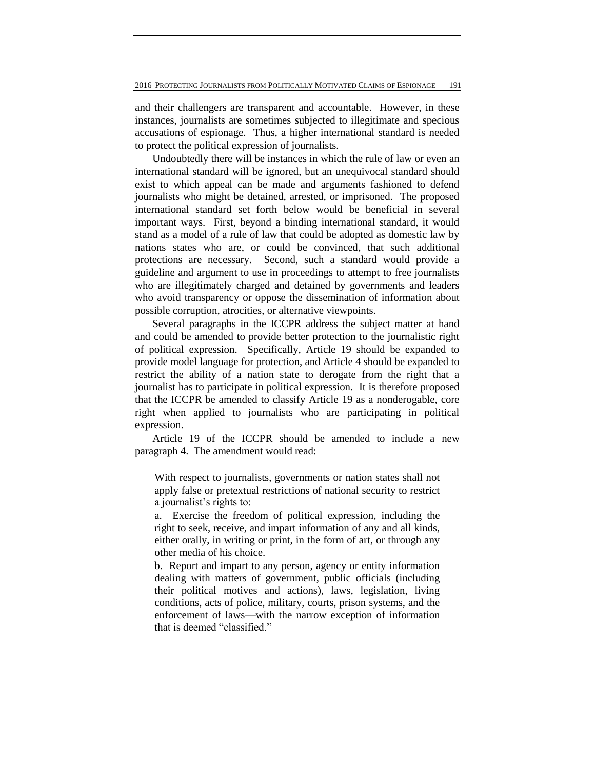and their challengers are transparent and accountable. However, in these instances, journalists are sometimes subjected to illegitimate and specious accusations of espionage. Thus, a higher international standard is needed to protect the political expression of journalists.

Undoubtedly there will be instances in which the rule of law or even an international standard will be ignored, but an unequivocal standard should exist to which appeal can be made and arguments fashioned to defend journalists who might be detained, arrested, or imprisoned. The proposed international standard set forth below would be beneficial in several important ways. First, beyond a binding international standard, it would stand as a model of a rule of law that could be adopted as domestic law by nations states who are, or could be convinced, that such additional protections are necessary. Second, such a standard would provide a guideline and argument to use in proceedings to attempt to free journalists who are illegitimately charged and detained by governments and leaders who avoid transparency or oppose the dissemination of information about possible corruption, atrocities, or alternative viewpoints.

Several paragraphs in the ICCPR address the subject matter at hand and could be amended to provide better protection to the journalistic right of political expression. Specifically, Article 19 should be expanded to provide model language for protection, and Article 4 should be expanded to restrict the ability of a nation state to derogate from the right that a journalist has to participate in political expression. It is therefore proposed that the ICCPR be amended to classify Article 19 as a nonderogable, core right when applied to journalists who are participating in political expression.

Article 19 of the ICCPR should be amended to include a new paragraph 4. The amendment would read:

> With respect to journalists, governments or nation states shall not apply false or pretextual restrictions of national security to restrict a journalist's rights to:
>
> a. Exercise the freedom of political expression, including the right to seek, receive, and impart information of any and all kinds, either orally, in writing or print, in the form of art, or through any other media of his choice.
>
> b. Report and impart to any person, agency or entity information dealing with matters of government, public officials (including their political motives and actions), laws, legislation, living conditions, acts of police, military, courts, prison systems, and the enforcement of laws—with the narrow exception of information that is deemed "classified."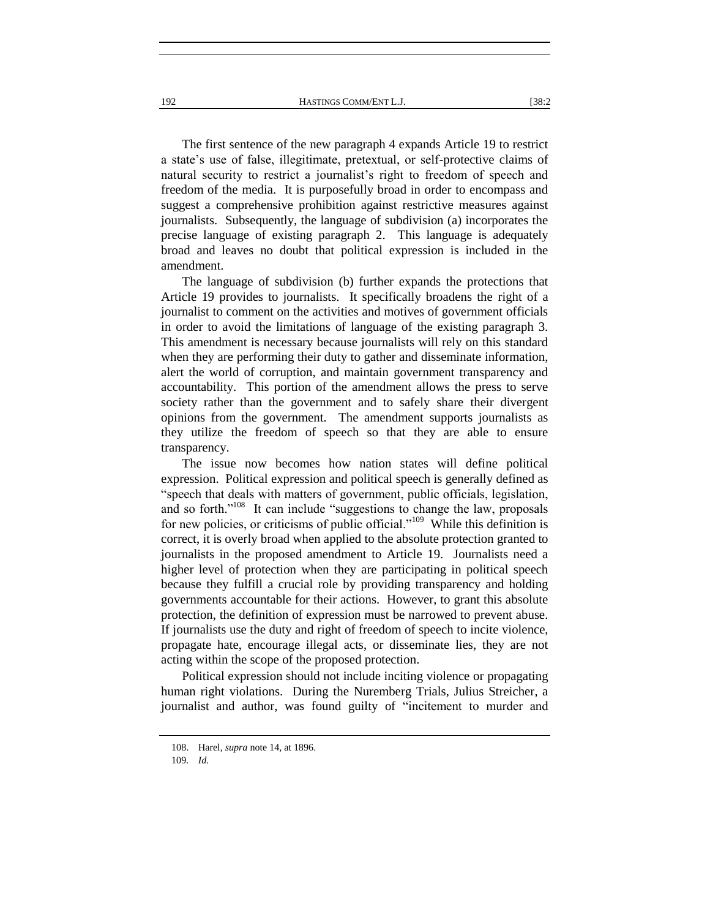The first sentence of the new paragraph 4 expands Article 19 to restrict a state's use of false, illegitimate, pretextual, or self-protective claims of natural security to restrict a journalist's right to freedom of speech and freedom of the media. It is purposefully broad in order to encompass and suggest a comprehensive prohibition against restrictive measures against journalists. Subsequently, the language of subdivision (a) incorporates the precise language of existing paragraph 2. This language is adequately broad and leaves no doubt that political expression is included in the amendment.

The language of subdivision (b) further expands the protections that Article 19 provides to journalists. It specifically broadens the right of a journalist to comment on the activities and motives of government officials in order to avoid the limitations of language of the existing paragraph 3. This amendment is necessary because journalists will rely on this standard when they are performing their duty to gather and disseminate information, alert the world of corruption, and maintain government transparency and accountability. This portion of the amendment allows the press to serve society rather than the government and to safely share their divergent opinions from the government. The amendment supports journalists as they utilize the freedom of speech so that they are able to ensure transparency.

The issue now becomes how nation states will define political expression. Political expression and political speech is generally defined as "speech that deals with matters of government, public officials, legislation, and so forth."[108] It can include "suggestions to change the law, proposals for new policies, or criticisms of public official."[109] While this definition is correct, it is overly broad when applied to the absolute protection granted to journalists in the proposed amendment to Article 19. Journalists need a higher level of protection when they are participating in political speech because they fulfill a crucial role by providing transparency and holding governments accountable for their actions. However, to grant this absolute protection, the definition of expression must be narrowed to prevent abuse. If journalists use the duty and right of freedom of speech to incite violence, propagate hate, encourage illegal acts, or disseminate lies, they are not acting within the scope of the proposed protection.

Political expression should not include inciting violence or propagating human right violations. During the Nuremberg Trials, Julius Streicher, a journalist and author, was found guilty of "incitement to murder and

---

108. Harel, *supra* note 14, at 1896.

109. *Id.*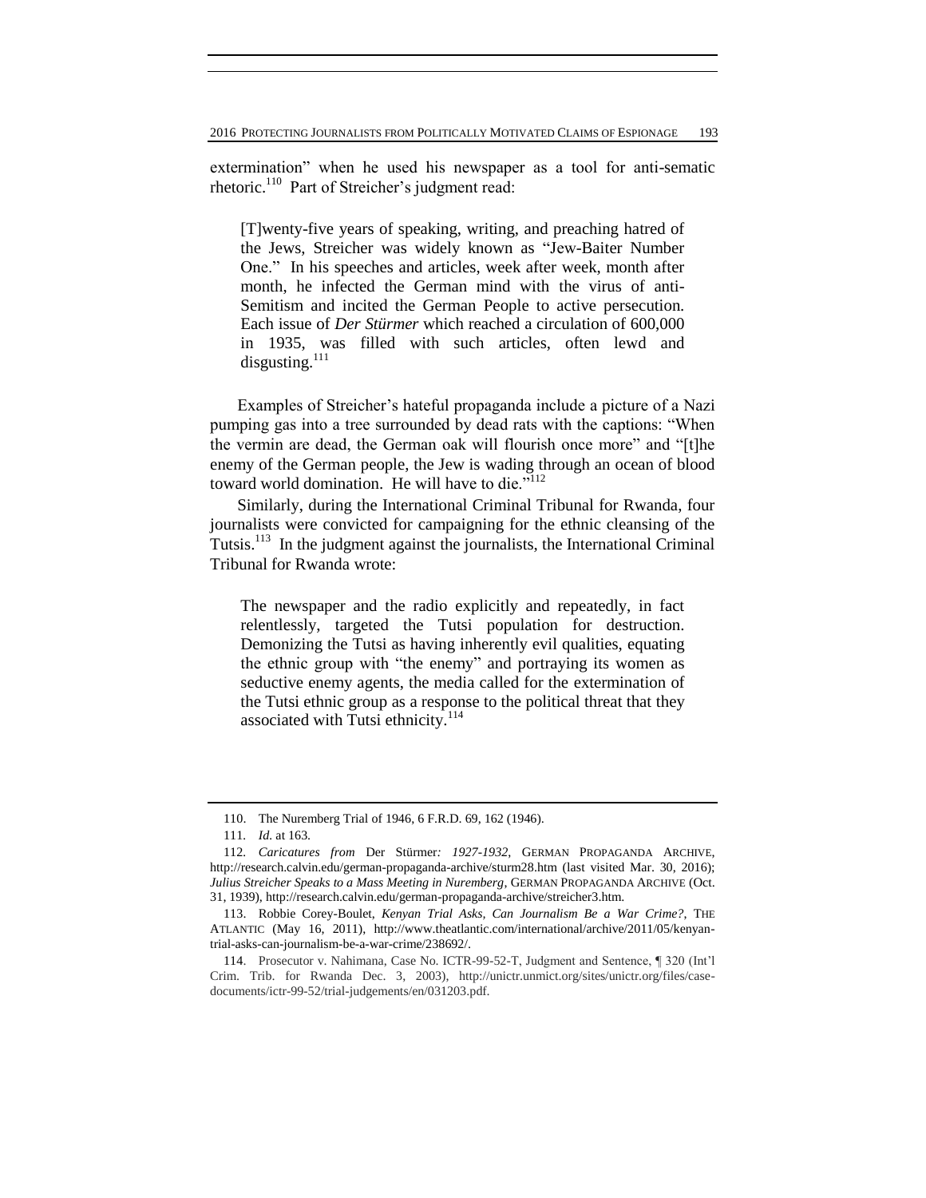extermination" when he used his newspaper as a tool for anti-sematic rhetoric.[110] Part of Streicher's judgment read:

> [T]wenty-five years of speaking, writing, and preaching hatred of the Jews, Streicher was widely known as "Jew-Baiter Number One." In his speeches and articles, week after week, month after month, he infected the German mind with the virus of anti-Semitism and incited the German People to active persecution. Each issue of *Der Stürmer* which reached a circulation of 600,000 in 1935, was filled with such articles, often lewd and disgusting.[111]

Examples of Streicher's hateful propaganda include a picture of a Nazi pumping gas into a tree surrounded by dead rats with the captions: "When the vermin are dead, the German oak will flourish once more" and "[t]he enemy of the German people, the Jew is wading through an ocean of blood toward world domination. He will have to die."[112]

Similarly, during the International Criminal Tribunal for Rwanda, four journalists were convicted for campaigning for the ethnic cleansing of the Tutsis.[113] In the judgment against the journalists, the International Criminal Tribunal for Rwanda wrote:

> The newspaper and the radio explicitly and repeatedly, in fact relentlessly, targeted the Tutsi population for destruction. Demonizing the Tutsi as having inherently evil qualities, equating the ethnic group with "the enemy" and portraying its women as seductive enemy agents, the media called for the extermination of the Tutsi ethnic group as a response to the political threat that they associated with Tutsi ethnicity.[114]

---

110. The Nuremberg Trial of 1946, 6 F.R.D. 69, 162 (1946).

111. *Id.* at 163.

112. *Caricatures from* Der Stürmer*: 1927-1932*, GERMAN PROPAGANDA ARCHIVE, http://research.calvin.edu/german-propaganda-archive/sturm28.htm (last visited Mar. 30, 2016); *Julius Streicher Speaks to a Mass Meeting in Nuremberg*, GERMAN PROPAGANDA ARCHIVE (Oct. 31, 1939), http://research.calvin.edu/german-propaganda-archive/streicher3.htm.

113. Robbie Corey-Boulet, *Kenyan Trial Asks, Can Journalism Be a War Crime?*, THE ATLANTIC (May 16, 2011), http://www.theatlantic.com/international/archive/2011/05/kenyan-trial-asks-can-journalism-be-a-war-crime/238692/.

114. Prosecutor v. Nahimana, Case No. ICTR-99-52-T, Judgment and Sentence, ¶ 320 (Int'l Crim. Trib. for Rwanda Dec. 3, 2003), http://unictr.unmict.org/sites/unictr.org/files/case-documents/ictr-99-52/trial-judgements/en/031203.pdf.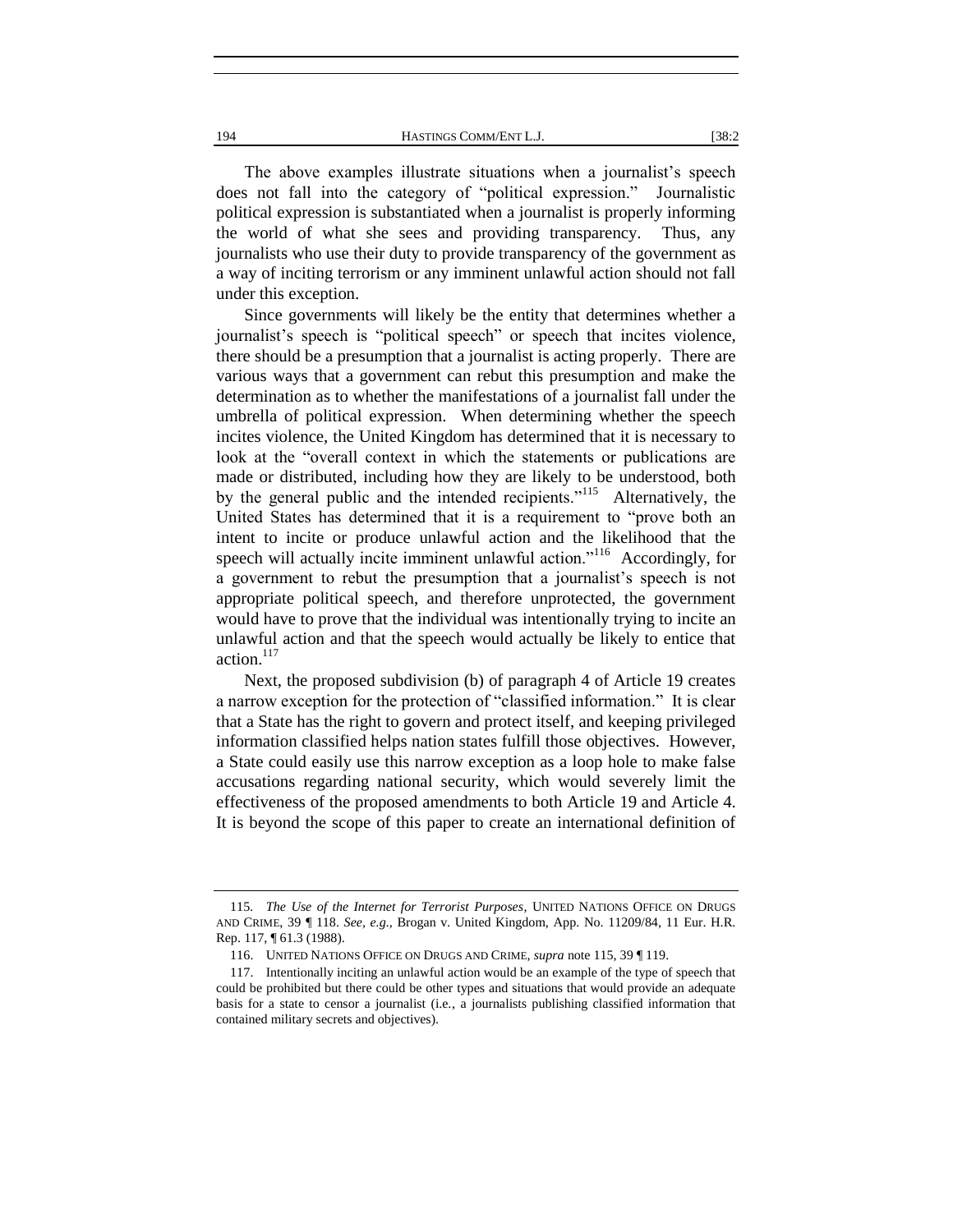The above examples illustrate situations when a journalist's speech does not fall into the category of "political expression." Journalistic political expression is substantiated when a journalist is properly informing the world of what she sees and providing transparency. Thus, any journalists who use their duty to provide transparency of the government as a way of inciting terrorism or any imminent unlawful action should not fall under this exception.

Since governments will likely be the entity that determines whether a journalist's speech is "political speech" or speech that incites violence, there should be a presumption that a journalist is acting properly. There are various ways that a government can rebut this presumption and make the determination as to whether the manifestations of a journalist fall under the umbrella of political expression. When determining whether the speech incites violence, the United Kingdom has determined that it is necessary to look at the "overall context in which the statements or publications are made or distributed, including how they are likely to be understood, both by the general public and the intended recipients."[115] Alternatively, the United States has determined that it is a requirement to "prove both an intent to incite or produce unlawful action and the likelihood that the speech will actually incite imminent unlawful action."[116] Accordingly, for a government to rebut the presumption that a journalist's speech is not appropriate political speech, and therefore unprotected, the government would have to prove that the individual was intentionally trying to incite an unlawful action and that the speech would actually be likely to entice that action.[117]

Next, the proposed subdivision (b) of paragraph 4 of Article 19 creates a narrow exception for the protection of "classified information." It is clear that a State has the right to govern and protect itself, and keeping privileged information classified helps nation states fulfill those objectives. However, a State could easily use this narrow exception as a loop hole to make false accusations regarding national security, which would severely limit the effectiveness of the proposed amendments to both Article 19 and Article 4. It is beyond the scope of this paper to create an international definition of

---

115. *The Use of the Internet for Terrorist Purposes*, UNITED NATIONS OFFICE ON DRUGS AND CRIME, 39 ¶ 118. *See, e.g.*, Brogan v. United Kingdom, App. No. 11209/84, 11 Eur. H.R. Rep. 117, ¶ 61.3 (1988).

116. UNITED NATIONS OFFICE ON DRUGS AND CRIME, *supra* note 115, 39 ¶ 119.

117. Intentionally inciting an unlawful action would be an example of the type of speech that could be prohibited but there could be other types and situations that would provide an adequate basis for a state to censor a journalist (i.e., a journalists publishing classified information that contained military secrets and objectives).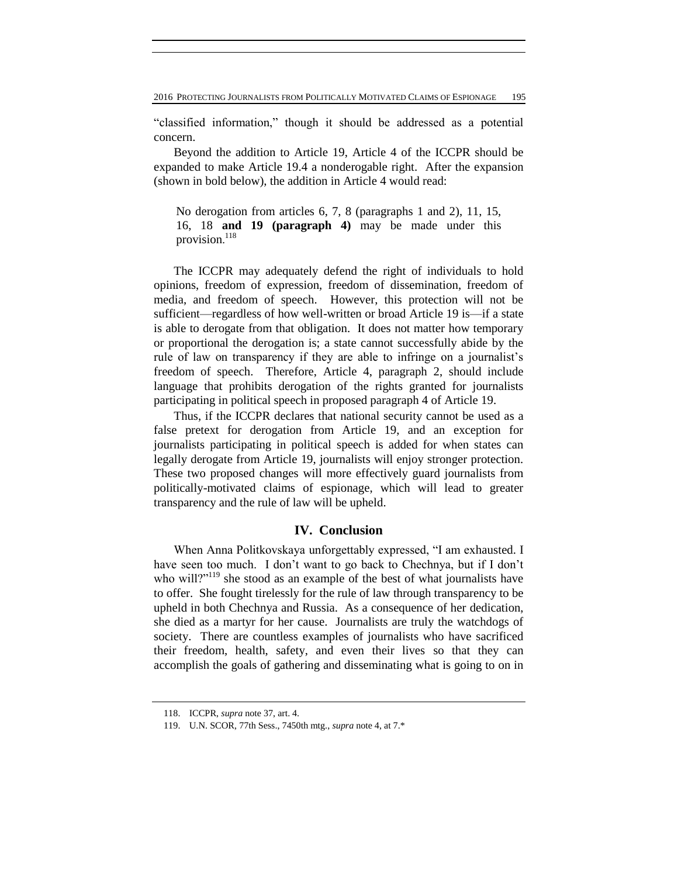"classified information," though it should be addressed as a potential concern.

Beyond the addition to Article 19, Article 4 of the ICCPR should be expanded to make Article 19.4 a nonderogable right. After the expansion (shown in bold below), the addition in Article 4 would read:

> No derogation from articles 6, 7, 8 (paragraphs 1 and 2), 11, 15, 16, 18 **and 19 (paragraph 4)** may be made under this provision.[118]

The ICCPR may adequately defend the right of individuals to hold opinions, freedom of expression, freedom of dissemination, freedom of media, and freedom of speech. However, this protection will not be sufficient—regardless of how well-written or broad Article 19 is—if a state is able to derogate from that obligation. It does not matter how temporary or proportional the derogation is; a state cannot successfully abide by the rule of law on transparency if they are able to infringe on a journalist's freedom of speech. Therefore, Article 4, paragraph 2, should include language that prohibits derogation of the rights granted for journalists participating in political speech in proposed paragraph 4 of Article 19.

Thus, if the ICCPR declares that national security cannot be used as a false pretext for derogation from Article 19, and an exception for journalists participating in political speech is added for when states can legally derogate from Article 19, journalists will enjoy stronger protection. These two proposed changes will more effectively guard journalists from politically-motivated claims of espionage, which will lead to greater transparency and the rule of law will be upheld.

## IV. Conclusion

When Anna Politkovskaya unforgettably expressed, "I am exhausted. I have seen too much. I don't want to go back to Chechnya, but if I don't who will?"[119] she stood as an example of the best of what journalists have to offer. She fought tirelessly for the rule of law through transparency to be upheld in both Chechnya and Russia. As a consequence of her dedication, she died as a martyr for her cause. Journalists are truly the watchdogs of society. There are countless examples of journalists who have sacrificed their freedom, health, safety, and even their lives so that they can accomplish the goals of gathering and disseminating what is going to on in

---

118. ICCPR, *supra* note 37, art. 4.

119. U.N. SCOR, 77th Sess., 7450th mtg., *supra* note 4, at 7.*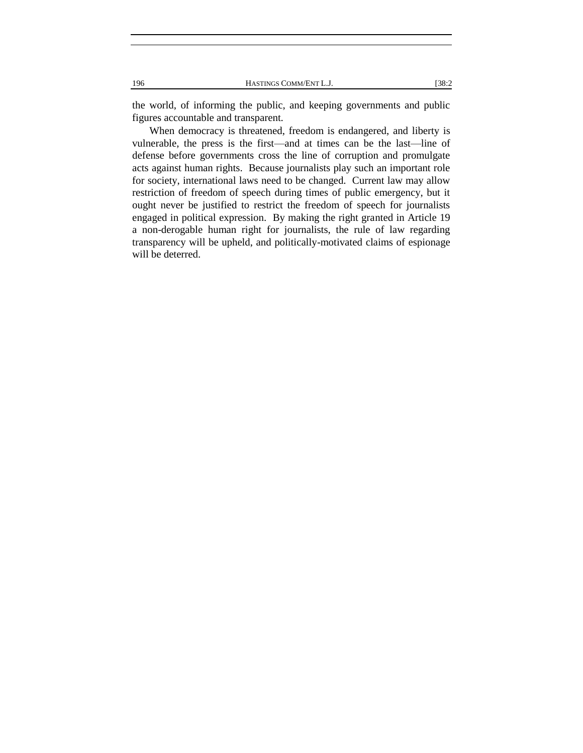the world, of informing the public, and keeping governments and public figures accountable and transparent.

When democracy is threatened, freedom is endangered, and liberty is vulnerable, the press is the first—and at times can be the last—line of defense before governments cross the line of corruption and promulgate acts against human rights. Because journalists play such an important role for society, international laws need to be changed. Current law may allow restriction of freedom of speech during times of public emergency, but it ought never be justified to restrict the freedom of speech for journalists engaged in political expression. By making the right granted in Article 19 a non-derogable human right for journalists, the rule of law regarding transparency will be upheld, and politically-motivated claims of espionage will be deterred.